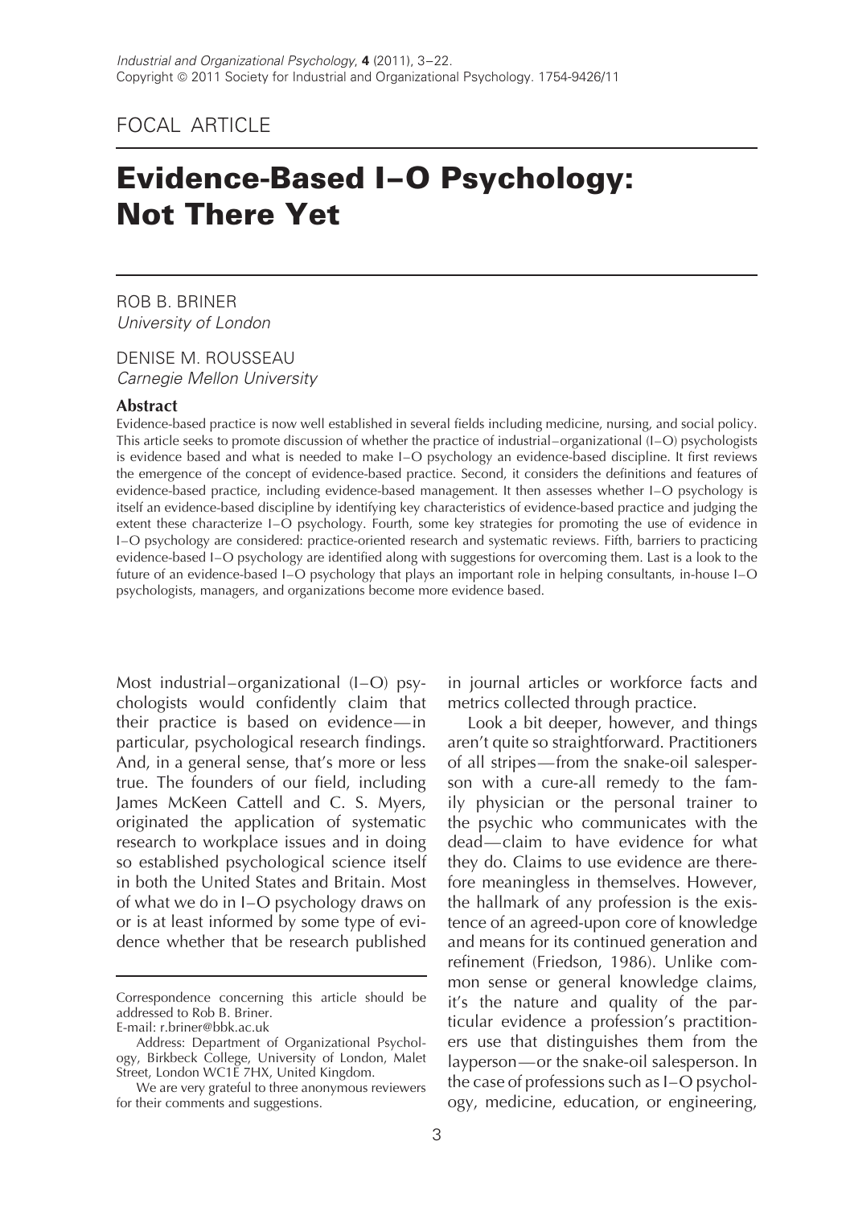FOCAL ARTICLE

# Evidence-Based I–O Psychology: Not There Yet

ROB B. BRINER
*University of London*

DENISE M. ROUSSEAU
*Carnegie Mellon University*

**Abstract**

Evidence-based practice is now well established in several fields including medicine, nursing, and social policy. This article seeks to promote discussion of whether the practice of industrial–organizational (I–O) psychologists is evidence based and what is needed to make I–O psychology an evidence-based discipline. It first reviews the emergence of the concept of evidence-based practice. Second, it considers the definitions and features of evidence-based practice, including evidence-based management. It then assesses whether I–O psychology is itself an evidence-based discipline by identifying key characteristics of evidence-based practice and judging the extent these characterize I–O psychology. Fourth, some key strategies for promoting the use of evidence in I–O psychology are considered: practice-oriented research and systematic reviews. Fifth, barriers to practicing evidence-based I–O psychology are identified along with suggestions for overcoming them. Last is a look to the future of an evidence-based I–O psychology that plays an important role in helping consultants, in-house I–O psychologists, managers, and organizations become more evidence based.

Most industrial–organizational (I–O) psychologists would confidently claim that their practice is based on evidence—in particular, psychological research findings. And, in a general sense, that's more or less true. The founders of our field, including James McKeen Cattell and C. S. Myers, originated the application of systematic research to workplace issues and in doing so established psychological science itself in both the United States and Britain. Most of what we do in I–O psychology draws on or is at least informed by some type of evidence whether that be research published in journal articles or workforce facts and metrics collected through practice.

Look a bit deeper, however, and things aren't quite so straightforward. Practitioners of all stripes—from the snake-oil salesperson with a cure-all remedy to the family physician or the personal trainer to the psychic who communicates with the dead—claim to have evidence for what they do. Claims to use evidence are therefore meaningless in themselves. However, the hallmark of any profession is the existence of an agreed-upon core of knowledge and means for its continued generation and refinement (Friedson, 1986). Unlike common sense or general knowledge claims, it's the nature and quality of the particular evidence a profession's practitioners use that distinguishes them from the layperson—or the snake-oil salesperson. In the case of professions such as I–O psychology, medicine, education, or engineering,

Correspondence concerning this article should be addressed to Rob B. Briner.
E-mail: r.briner@bbk.ac.uk

Address: Department of Organizational Psychology, Birkbeck College, University of London, Malet Street, London WC1E 7HX, United Kingdom.

We are very grateful to three anonymous reviewers for their comments and suggestions.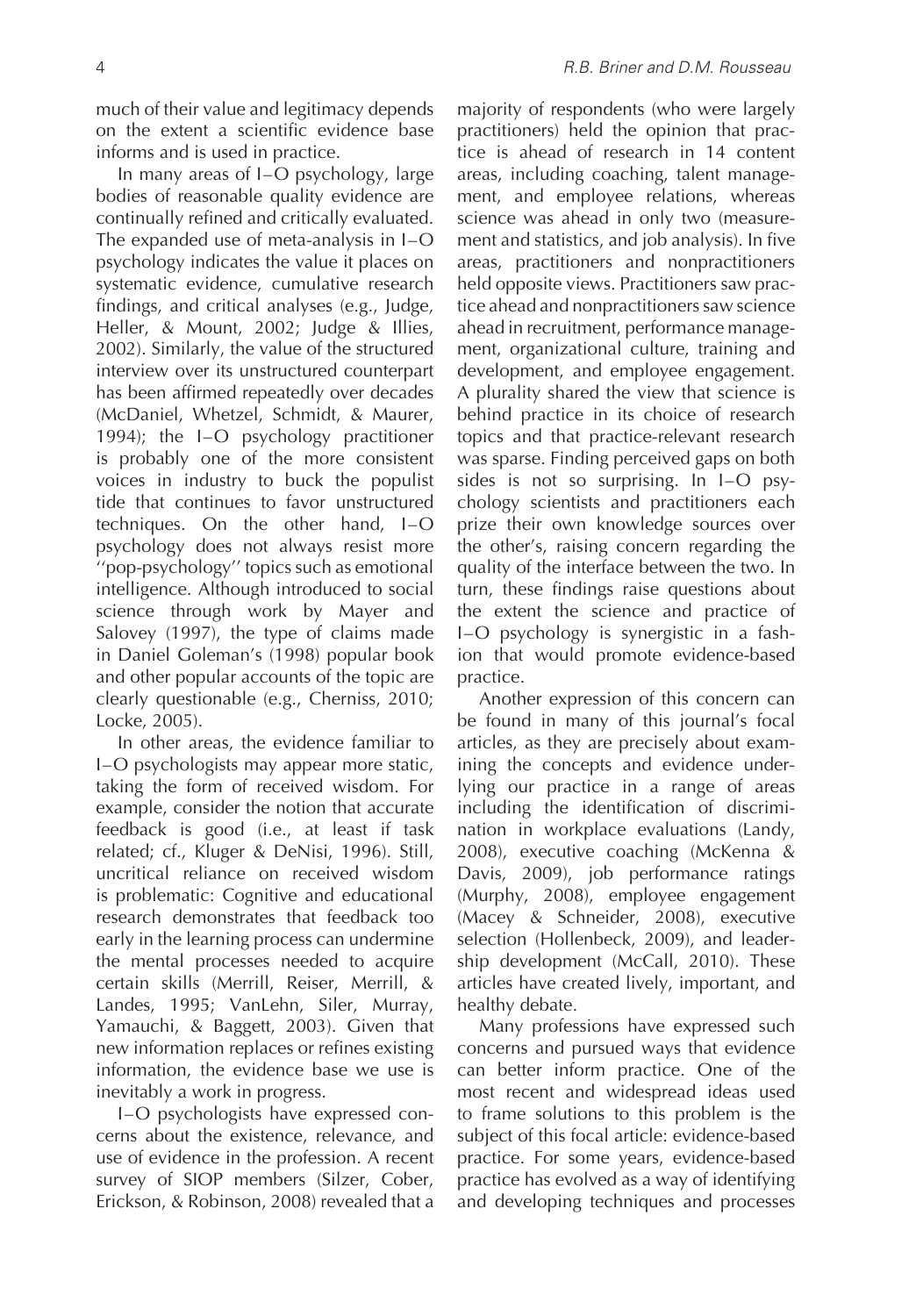much of their value and legitimacy depends on the extent a scientific evidence base informs and is used in practice.

In many areas of I–O psychology, large bodies of reasonable quality evidence are continually refined and critically evaluated. The expanded use of meta-analysis in I–O psychology indicates the value it places on systematic evidence, cumulative research findings, and critical analyses (e.g., Judge, Heller, & Mount, 2002; Judge & Illies, 2002). Similarly, the value of the structured interview over its unstructured counterpart has been affirmed repeatedly over decades (McDaniel, Whetzel, Schmidt, & Maurer, 1994); the I–O psychology practitioner is probably one of the more consistent voices in industry to buck the populist tide that continues to favor unstructured techniques. On the other hand, I–O psychology does not always resist more ''pop-psychology'' topics such as emotional intelligence. Although introduced to social science through work by Mayer and Salovey (1997), the type of claims made in Daniel Goleman's (1998) popular book and other popular accounts of the topic are clearly questionable (e.g., Cherniss, 2010; Locke, 2005).

In other areas, the evidence familiar to I–O psychologists may appear more static, taking the form of received wisdom. For example, consider the notion that accurate feedback is good (i.e., at least if task related; cf., Kluger & DeNisi, 1996). Still, uncritical reliance on received wisdom is problematic: Cognitive and educational research demonstrates that feedback too early in the learning process can undermine the mental processes needed to acquire certain skills (Merrill, Reiser, Merrill, & Landes, 1995; VanLehn, Siler, Murray, Yamauchi, & Baggett, 2003). Given that new information replaces or refines existing information, the evidence base we use is inevitably a work in progress.

I–O psychologists have expressed concerns about the existence, relevance, and use of evidence in the profession. A recent survey of SIOP members (Silzer, Cober, Erickson, & Robinson, 2008) revealed that a majority of respondents (who were largely practitioners) held the opinion that practice is ahead of research in 14 content areas, including coaching, talent management, and employee relations, whereas science was ahead in only two (measurement and statistics, and job analysis). In five areas, practitioners and nonpractitioners held opposite views. Practitioners saw practice ahead and nonpractitioners saw science ahead in recruitment, performance management, organizational culture, training and development, and employee engagement. A plurality shared the view that science is behind practice in its choice of research topics and that practice-relevant research was sparse. Finding perceived gaps on both sides is not so surprising. In I–O psychology scientists and practitioners each prize their own knowledge sources over the other's, raising concern regarding the quality of the interface between the two. In turn, these findings raise questions about the extent the science and practice of I–O psychology is synergistic in a fashion that would promote evidence-based practice.

Another expression of this concern can be found in many of this journal's focal articles, as they are precisely about examining the concepts and evidence underlying our practice in a range of areas including the identification of discrimination in workplace evaluations (Landy, 2008), executive coaching (McKenna & Davis, 2009), job performance ratings (Murphy, 2008), employee engagement (Macey & Schneider, 2008), executive selection (Hollenbeck, 2009), and leadership development (McCall, 2010). These articles have created lively, important, and healthy debate.

Many professions have expressed such concerns and pursued ways that evidence can better inform practice. One of the most recent and widespread ideas used to frame solutions to this problem is the subject of this focal article: evidence-based practice. For some years, evidence-based practice has evolved as a way of identifying and developing techniques and processes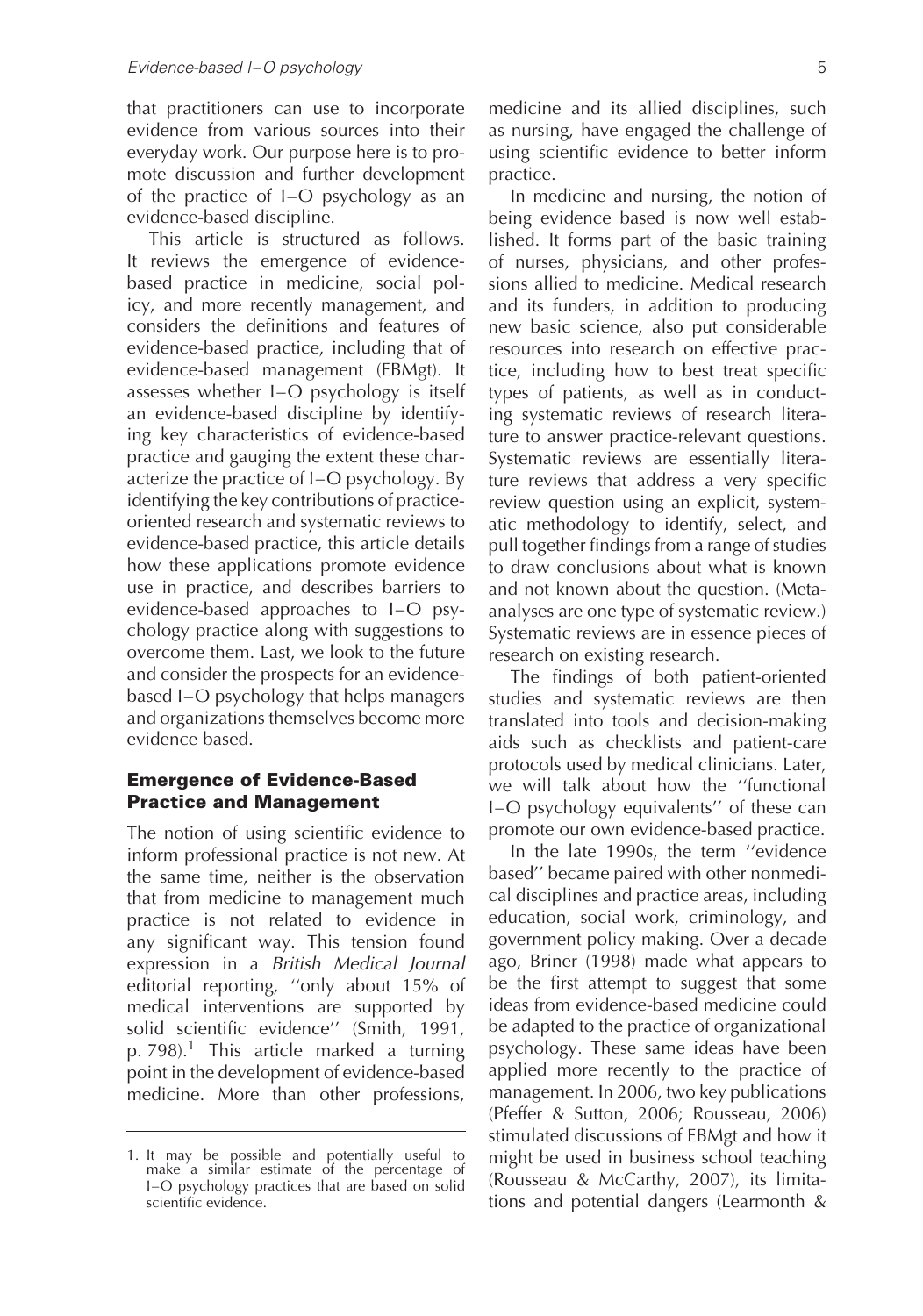that practitioners can use to incorporate evidence from various sources into their everyday work. Our purpose here is to promote discussion and further development of the practice of I–O psychology as an evidence-based discipline.

This article is structured as follows. It reviews the emergence of evidence-based practice in medicine, social policy, and more recently management, and considers the definitions and features of evidence-based practice, including that of evidence-based management (EBMgt). It assesses whether I–O psychology is itself an evidence-based discipline by identifying key characteristics of evidence-based practice and gauging the extent these characterize the practice of I–O psychology. By identifying the key contributions of practice-oriented research and systematic reviews to evidence-based practice, this article details how these applications promote evidence use in practice, and describes barriers to evidence-based approaches to I–O psychology practice along with suggestions to overcome them. Last, we look to the future and consider the prospects for an evidence-based I–O psychology that helps managers and organizations themselves become more evidence based.

## Emergence of Evidence-Based Practice and Management

The notion of using scientific evidence to inform professional practice is not new. At the same time, neither is the observation that from medicine to management much practice is not related to evidence in any significant way. This tension found expression in a *British Medical Journal* editorial reporting, ''only about 15% of medical interventions are supported by solid scientific evidence'' (Smith, 1991, p. 798).[1] This article marked a turning point in the development of evidence-based medicine. More than other professions, medicine and its allied disciplines, such as nursing, have engaged the challenge of using scientific evidence to better inform practice.

In medicine and nursing, the notion of being evidence based is now well established. It forms part of the basic training of nurses, physicians, and other professions allied to medicine. Medical research and its funders, in addition to producing new basic science, also put considerable resources into research on effective practice, including how to best treat specific types of patients, as well as in conducting systematic reviews of research literature to answer practice-relevant questions. Systematic reviews are essentially literature reviews that address a very specific review question using an explicit, systematic methodology to identify, select, and pull together findings from a range of studies to draw conclusions about what is known and not known about the question. (Meta-analyses are one type of systematic review.) Systematic reviews are in essence pieces of research on existing research.

The findings of both patient-oriented studies and systematic reviews are then translated into tools and decision-making aids such as checklists and patient-care protocols used by medical clinicians. Later, we will talk about how the ''functional I–O psychology equivalents'' of these can promote our own evidence-based practice.

In the late 1990s, the term ''evidence based'' became paired with other nonmedical disciplines and practice areas, including education, social work, criminology, and government policy making. Over a decade ago, Briner (1998) made what appears to be the first attempt to suggest that some ideas from evidence-based medicine could be adapted to the practice of organizational psychology. These same ideas have been applied more recently to the practice of management. In 2006, two key publications (Pfeffer & Sutton, 2006; Rousseau, 2006) stimulated discussions of EBMgt and how it might be used in business school teaching (Rousseau & McCarthy, 2007), its limitations and potential dangers (Learmonth &

1. It may be possible and potentially useful to make a similar estimate of the percentage of I–O psychology practices that are based on solid scientific evidence.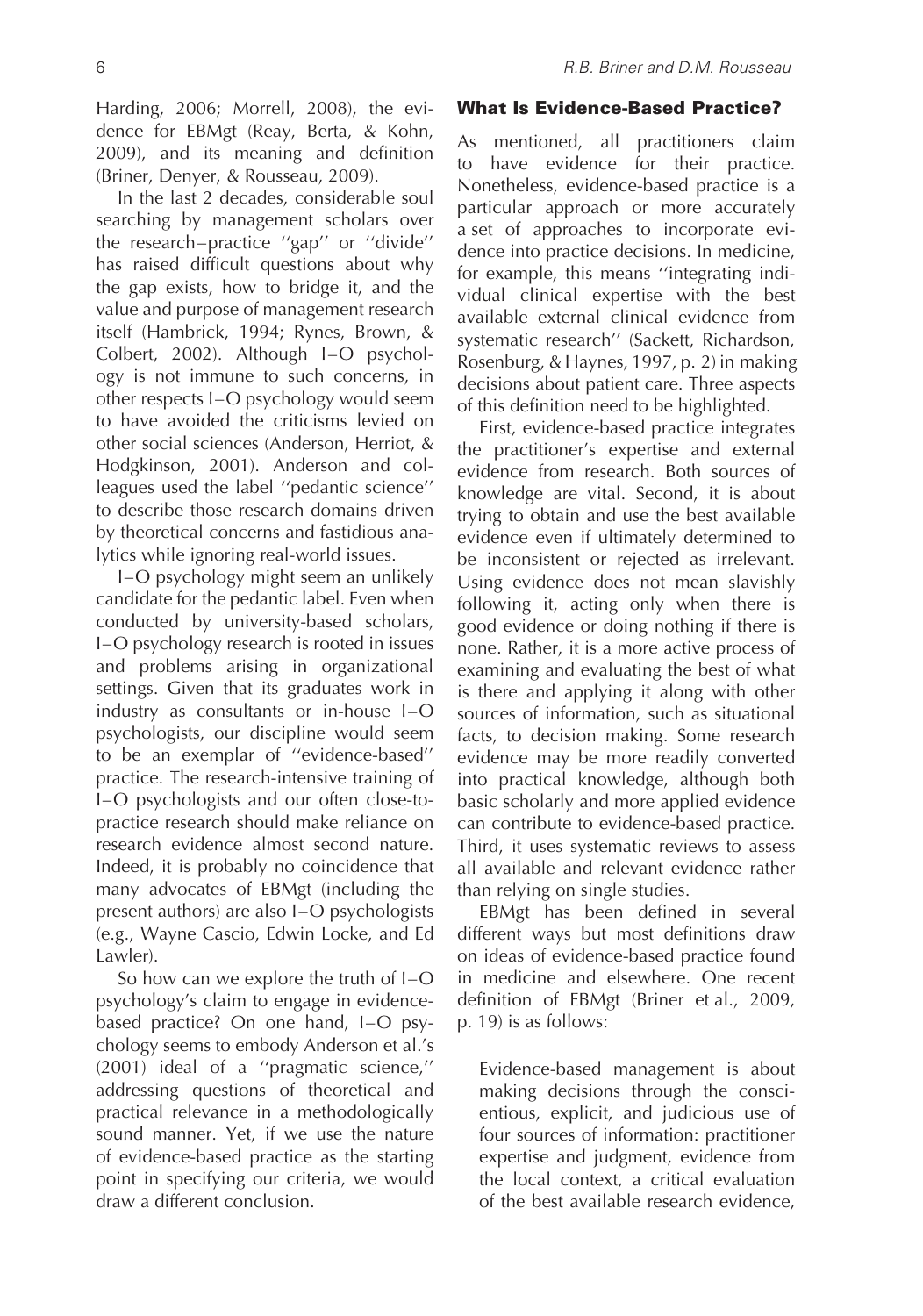Harding, 2006; Morrell, 2008), the evidence for EBMgt (Reay, Berta, & Kohn, 2009), and its meaning and definition (Briner, Denyer, & Rousseau, 2009).

In the last 2 decades, considerable soul searching by management scholars over the research–practice ''gap'' or ''divide'' has raised difficult questions about why the gap exists, how to bridge it, and the value and purpose of management research itself (Hambrick, 1994; Rynes, Brown, & Colbert, 2002). Although I–O psychology is not immune to such concerns, in other respects I–O psychology would seem to have avoided the criticisms levied on other social sciences (Anderson, Herriot, & Hodgkinson, 2001). Anderson and colleagues used the label ''pedantic science'' to describe those research domains driven by theoretical concerns and fastidious analytics while ignoring real-world issues.

I–O psychology might seem an unlikely candidate for the pedantic label. Even when conducted by university-based scholars, I–O psychology research is rooted in issues and problems arising in organizational settings. Given that its graduates work in industry as consultants or in-house I–O psychologists, our discipline would seem to be an exemplar of ''evidence-based'' practice. The research-intensive training of I–O psychologists and our often close-to-practice research should make reliance on research evidence almost second nature. Indeed, it is probably no coincidence that many advocates of EBMgt (including the present authors) are also I–O psychologists (e.g., Wayne Cascio, Edwin Locke, and Ed Lawler).

So how can we explore the truth of I–O psychology's claim to engage in evidence-based practice? On one hand, I–O psychology seems to embody Anderson et al.'s (2001) ideal of a ''pragmatic science,'' addressing questions of theoretical and practical relevance in a methodologically sound manner. Yet, if we use the nature of evidence-based practice as the starting point in specifying our criteria, we would draw a different conclusion.

## What Is Evidence-Based Practice?

As mentioned, all practitioners claim to have evidence for their practice. Nonetheless, evidence-based practice is a particular approach or more accurately a set of approaches to incorporate evidence into practice decisions. In medicine, for example, this means ''integrating individual clinical expertise with the best available external clinical evidence from systematic research'' (Sackett, Richardson, Rosenburg, & Haynes, 1997, p. 2) in making decisions about patient care. Three aspects of this definition need to be highlighted.

First, evidence-based practice integrates the practitioner's expertise and external evidence from research. Both sources of knowledge are vital. Second, it is about trying to obtain and use the best available evidence even if ultimately determined to be inconsistent or rejected as irrelevant. Using evidence does not mean slavishly following it, acting only when there is good evidence or doing nothing if there is none. Rather, it is a more active process of examining and evaluating the best of what is there and applying it along with other sources of information, such as situational facts, to decision making. Some research evidence may be more readily converted into practical knowledge, although both basic scholarly and more applied evidence can contribute to evidence-based practice. Third, it uses systematic reviews to assess all available and relevant evidence rather than relying on single studies.

EBMgt has been defined in several different ways but most definitions draw on ideas of evidence-based practice found in medicine and elsewhere. One recent definition of EBMgt (Briner et al., 2009, p. 19) is as follows:

> Evidence-based management is about making decisions through the conscientious, explicit, and judicious use of four sources of information: practitioner expertise and judgment, evidence from the local context, a critical evaluation of the best available research evidence,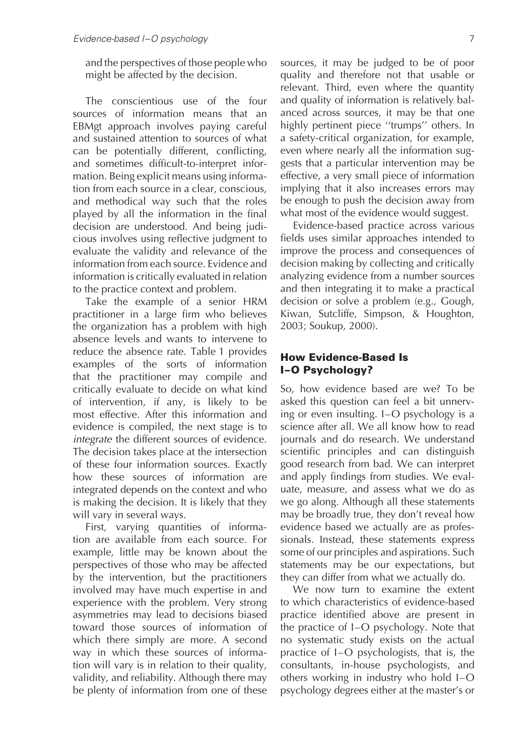and the perspectives of those people who might be affected by the decision.

The conscientious use of the four sources of information means that an EBMgt approach involves paying careful and sustained attention to sources of what can be potentially different, conflicting, and sometimes difficult-to-interpret information. Being explicit means using information from each source in a clear, conscious, and methodical way such that the roles played by all the information in the final decision are understood. And being judicious involves using reflective judgment to evaluate the validity and relevance of the information from each source. Evidence and information is critically evaluated in relation to the practice context and problem.

Take the example of a senior HRM practitioner in a large firm who believes the organization has a problem with high absence levels and wants to intervene to reduce the absence rate. Table 1 provides examples of the sorts of information that the practitioner may compile and critically evaluate to decide on what kind of intervention, if any, is likely to be most effective. After this information and evidence is compiled, the next stage is to *integrate* the different sources of evidence. The decision takes place at the intersection of these four information sources. Exactly how these sources of information are integrated depends on the context and who is making the decision. It is likely that they will vary in several ways.

First, varying quantities of information are available from each source. For example, little may be known about the perspectives of those who may be affected by the intervention, but the practitioners involved may have much expertise in and experience with the problem. Very strong asymmetries may lead to decisions biased toward those sources of information of which there simply are more. A second way in which these sources of information will vary is in relation to their quality, validity, and reliability. Although there may be plenty of information from one of these sources, it may be judged to be of poor quality and therefore not that usable or relevant. Third, even where the quantity and quality of information is relatively balanced across sources, it may be that one highly pertinent piece ''trumps'' others. In a safety-critical organization, for example, even where nearly all the information suggests that a particular intervention may be effective, a very small piece of information implying that it also increases errors may be enough to push the decision away from what most of the evidence would suggest.

Evidence-based practice across various fields uses similar approaches intended to improve the process and consequences of decision making by collecting and critically analyzing evidence from a number sources and then integrating it to make a practical decision or solve a problem (e.g., Gough, Kiwan, Sutcliffe, Simpson, & Houghton, 2003; Soukup, 2000).

## How Evidence-Based Is I–O Psychology?

So, how evidence based are we? To be asked this question can feel a bit unnerving or even insulting. I–O psychology is a science after all. We all know how to read journals and do research. We understand scientific principles and can distinguish good research from bad. We can interpret and apply findings from studies. We evaluate, measure, and assess what we do as we go along. Although all these statements may be broadly true, they don't reveal how evidence based we actually are as professionals. Instead, these statements express some of our principles and aspirations. Such statements may be our expectations, but they can differ from what we actually do.

We now turn to examine the extent to which characteristics of evidence-based practice identified above are present in the practice of I–O psychology. Note that no systematic study exists on the actual practice of I–O psychologists, that is, the consultants, in-house psychologists, and others working in industry who hold I–O psychology degrees either at the master's or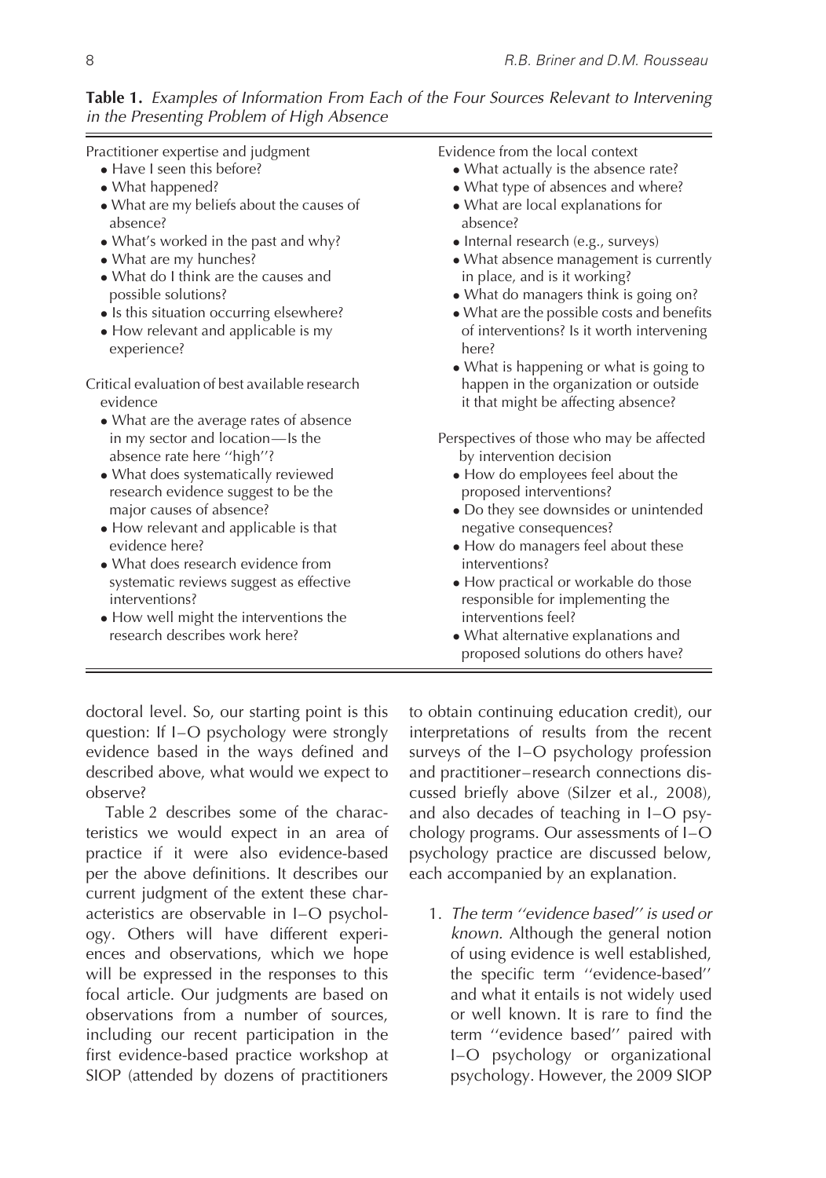**Table 1.** *Examples of Information From Each of the Four Sources Relevant to Intervening in the Presenting Problem of High Absence*

| | |
|---|---|
| Practitioner expertise and judgment<br>• Have I seen this before?<br>• What happened?<br>• What are my beliefs about the causes of absence?<br>• What's worked in the past and why?<br>• What are my hunches?<br>• What do I think are the causes and possible solutions?<br>• Is this situation occurring elsewhere?<br>• How relevant and applicable is my experience? | Evidence from the local context<br>• What actually is the absence rate?<br>• What type of absences and where?<br>• What are local explanations for absence?<br>• Internal research (e.g., surveys)<br>• What absence management is currently in place, and is it working?<br>• What do managers think is going on?<br>• What are the possible costs and benefits of interventions? Is it worth intervening here?<br>• What is happening or what is going to happen in the organization or outside it that might be affecting absence? |
| Critical evaluation of best available research evidence<br>• What are the average rates of absence in my sector and location—Is the absence rate here ''high''?<br>• What does systematically reviewed research evidence suggest to be the major causes of absence?<br>• How relevant and applicable is that evidence here?<br>• What does research evidence from systematic reviews suggest as effective interventions?<br>• How well might the interventions the research describes work here? | Perspectives of those who may be affected by intervention decision<br>• How do employees feel about the proposed interventions?<br>• Do they see downsides or unintended negative consequences?<br>• How do managers feel about these interventions?<br>• How practical or workable do those responsible for implementing the interventions feel?<br>• What alternative explanations and proposed solutions do others have? |

doctoral level. So, our starting point is this question: If I–O psychology were strongly evidence based in the ways defined and described above, what would we expect to observe?

Table 2 describes some of the characteristics we would expect in an area of practice if it were also evidence-based per the above definitions. It describes our current judgment of the extent these characteristics are observable in I–O psychology. Others will have different experiences and observations, which we hope will be expressed in the responses to this focal article. Our judgments are based on observations from a number of sources, including our recent participation in the first evidence-based practice workshop at SIOP (attended by dozens of practitioners to obtain continuing education credit), our interpretations of results from the recent surveys of the I–O psychology profession and practitioner–research connections discussed briefly above (Silzer et al., 2008), and also decades of teaching in I–O psychology programs. Our assessments of I–O psychology practice are discussed below, each accompanied by an explanation.

1. *The term ''evidence based'' is used or known.* Although the general notion of using evidence is well established, the specific term ''evidence-based'' and what it entails is not widely used or well known. It is rare to find the term ''evidence based'' paired with I–O psychology or organizational psychology. However, the 2009 SIOP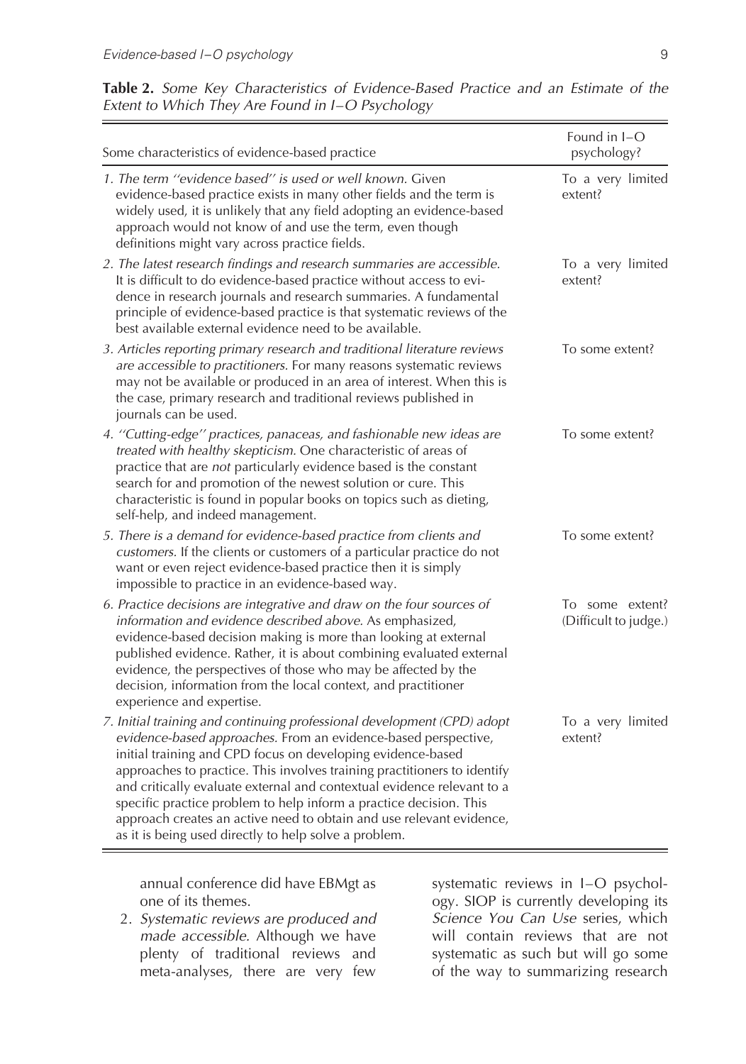**Table 2.** *Some Key Characteristics of Evidence-Based Practice and an Estimate of the Extent to Which They Are Found in I–O Psychology*

| Some characteristics of evidence-based practice | Found in I–O psychology? |
|---|---|
| *1. The term "evidence based" is used or well known.* Given evidence-based practice exists in many other fields and the term is widely used, it is unlikely that any field adopting an evidence-based approach would not know of and use the term, even though definitions might vary across practice fields. | To a very limited extent? |
| *2. The latest research findings and research summaries are accessible.* It is difficult to do evidence-based practice without access to evidence in research journals and research summaries. A fundamental principle of evidence-based practice is that systematic reviews of the best available external evidence need to be available. | To a very limited extent? |
| *3. Articles reporting primary research and traditional literature reviews are accessible to practitioners.* For many reasons systematic reviews may not be available or produced in an area of interest. When this is the case, primary research and traditional reviews published in journals can be used. | To some extent? |
| *4. "Cutting-edge" practices, panaceas, and fashionable new ideas are treated with healthy skepticism.* One characteristic of areas of practice that are *not* particularly evidence based is the constant search for and promotion of the newest solution or cure. This characteristic is found in popular books on topics such as dieting, self-help, and indeed management. | To some extent? |
| *5. There is a demand for evidence-based practice from clients and customers.* If the clients or customers of a particular practice do not want or even reject evidence-based practice then it is simply impossible to practice in an evidence-based way. | To some extent? |
| *6. Practice decisions are integrative and draw on the four sources of information and evidence described above.* As emphasized, evidence-based decision making is more than looking at external published evidence. Rather, it is about combining evaluated external evidence, the perspectives of those who may be affected by the decision, information from the local context, and practitioner experience and expertise. | To some extent? (Difficult to judge.) |
| *7. Initial training and continuing professional development (CPD) adopt evidence-based approaches.* From an evidence-based perspective, initial training and CPD focus on developing evidence-based approaches to practice. This involves training practitioners to identify and critically evaluate external and contextual evidence relevant to a specific practice problem to help inform a practice decision. This approach creates an active need to obtain and use relevant evidence, as it is being used directly to help solve a problem. | To a very limited extent? |

annual conference did have EBMgt as one of its themes.

2. *Systematic reviews are produced and made accessible.* Although we have plenty of traditional reviews and meta-analyses, there are very few systematic reviews in I–O psychology. SIOP is currently developing its *Science You Can Use* series, which will contain reviews that are not systematic as such but will go some of the way to summarizing research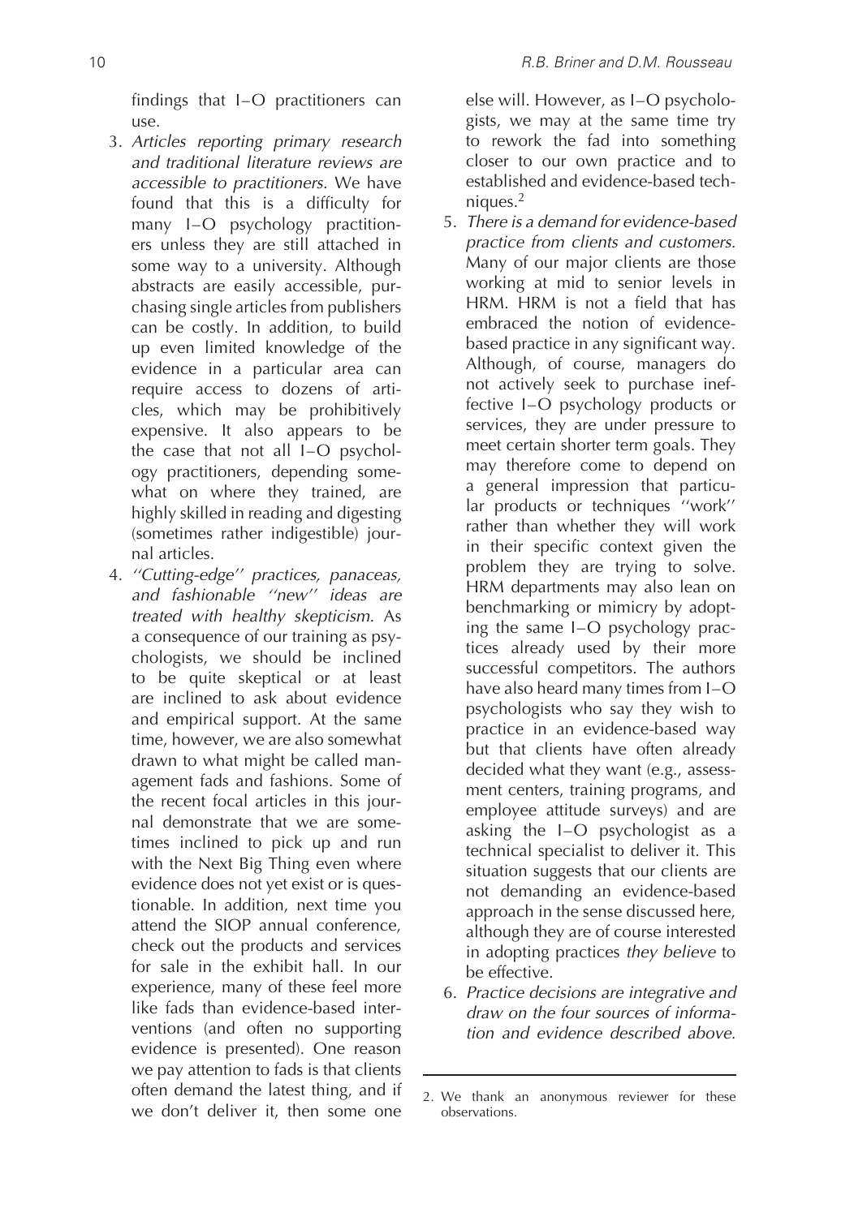findings that I–O practitioners can use.

3. *Articles reporting primary research and traditional literature reviews are accessible to practitioners.* We have found that this is a difficulty for many I–O psychology practitioners unless they are still attached in some way to a university. Although abstracts are easily accessible, purchasing single articles from publishers can be costly. In addition, to build up even limited knowledge of the evidence in a particular area can require access to dozens of articles, which may be prohibitively expensive. It also appears to be the case that not all I–O psychology practitioners, depending somewhat on where they trained, are highly skilled in reading and digesting (sometimes rather indigestible) journal articles.
4. *''Cutting-edge'' practices, panaceas, and fashionable ''new'' ideas are treated with healthy skepticism.* As a consequence of our training as psychologists, we should be inclined to be quite skeptical or at least are inclined to ask about evidence and empirical support. At the same time, however, we are also somewhat drawn to what might be called management fads and fashions. Some of the recent focal articles in this journal demonstrate that we are sometimes inclined to pick up and run with the Next Big Thing even where evidence does not yet exist or is questionable. In addition, next time you attend the SIOP annual conference, check out the products and services for sale in the exhibit hall. In our experience, many of these feel more like fads than evidence-based interventions (and often no supporting evidence is presented). One reason we pay attention to fads is that clients often demand the latest thing, and if we don't deliver it, then some one else will. However, as I–O psychologists, we may at the same time try to rework the fad into something closer to our own practice and to established and evidence-based techniques.[2]
5. *There is a demand for evidence-based practice from clients and customers.* Many of our major clients are those working at mid to senior levels in HRM. HRM is not a field that has embraced the notion of evidence-based practice in any significant way. Although, of course, managers do not actively seek to purchase ineffective I–O psychology products or services, they are under pressure to meet certain shorter term goals. They may therefore come to depend on a general impression that particular products or techniques ''work'' rather than whether they will work in their specific context given the problem they are trying to solve. HRM departments may also lean on benchmarking or mimicry by adopting the same I–O psychology practices already used by their more successful competitors. The authors have also heard many times from I–O psychologists who say they wish to practice in an evidence-based way but that clients have often already decided what they want (e.g., assessment centers, training programs, and employee attitude surveys) and are asking the I–O psychologist as a technical specialist to deliver it. This situation suggests that our clients are not demanding an evidence-based approach in the sense discussed here, although they are of course interested in adopting practices *they believe* to be effective.
6. *Practice decisions are integrative and draw on the four sources of information and evidence described above.*

---

2. We thank an anonymous reviewer for these observations.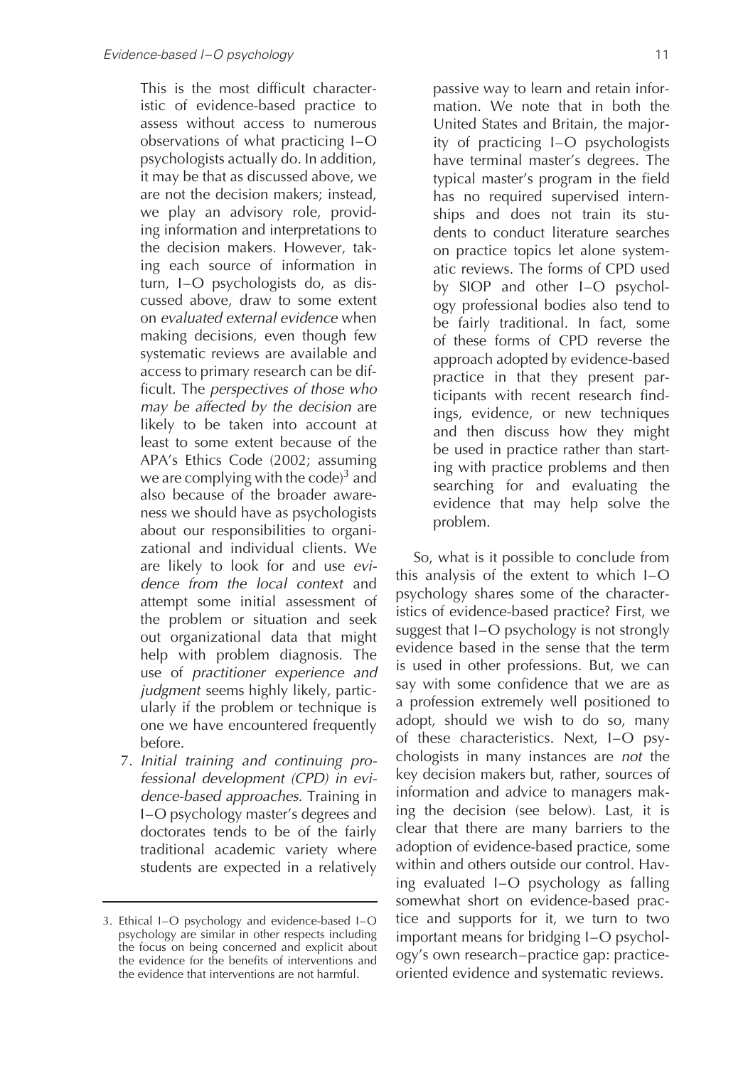This is the most difficult characteristic of evidence-based practice to assess without access to numerous observations of what practicing I–O psychologists actually do. In addition, it may be that as discussed above, we are not the decision makers; instead, we play an advisory role, providing information and interpretations to the decision makers. However, taking each source of information in turn, I–O psychologists do, as discussed above, draw to some extent on *evaluated external evidence* when making decisions, even though few systematic reviews are available and access to primary research can be difficult. The *perspectives of those who may be affected by the decision* are likely to be taken into account at least to some extent because of the APA's Ethics Code (2002; assuming we are complying with the code)[3] and also because of the broader awareness we should have as psychologists about our responsibilities to organizational and individual clients. We are likely to look for and use *evidence from the local context* and attempt some initial assessment of the problem or situation and seek out organizational data that might help with problem diagnosis. The use of *practitioner experience and judgment* seems highly likely, particularly if the problem or technique is one we have encountered frequently before.

7. *Initial training and continuing professional development (CPD) in evidence-based approaches.* Training in I–O psychology master's degrees and doctorates tends to be of the fairly traditional academic variety where students are expected in a relatively passive way to learn and retain information. We note that in both the United States and Britain, the majority of practicing I–O psychologists have terminal master's degrees. The typical master's program in the field has no required supervised internships and does not train its students to conduct literature searches on practice topics let alone systematic reviews. The forms of CPD used by SIOP and other I–O psychology professional bodies also tend to be fairly traditional. In fact, some of these forms of CPD reverse the approach adopted by evidence-based practice in that they present participants with recent research findings, evidence, or new techniques and then discuss how they might be used in practice rather than starting with practice problems and then searching for and evaluating the evidence that may help solve the problem.

So, what is it possible to conclude from this analysis of the extent to which I–O psychology shares some of the characteristics of evidence-based practice? First, we suggest that I–O psychology is not strongly evidence based in the sense that the term is used in other professions. But, we can say with some confidence that we are as a profession extremely well positioned to adopt, should we wish to do so, many of these characteristics. Next, I–O psychologists in many instances are *not* the key decision makers but, rather, sources of information and advice to managers making the decision (see below). Last, it is clear that there are many barriers to the adoption of evidence-based practice, some within and others outside our control. Having evaluated I–O psychology as falling somewhat short on evidence-based practice and supports for it, we turn to two important means for bridging I–O psychology's own research–practice gap: practice-oriented evidence and systematic reviews.

3. Ethical I–O psychology and evidence-based I–O psychology are similar in other respects including the focus on being concerned and explicit about the evidence for the benefits of interventions and the evidence that interventions are not harmful.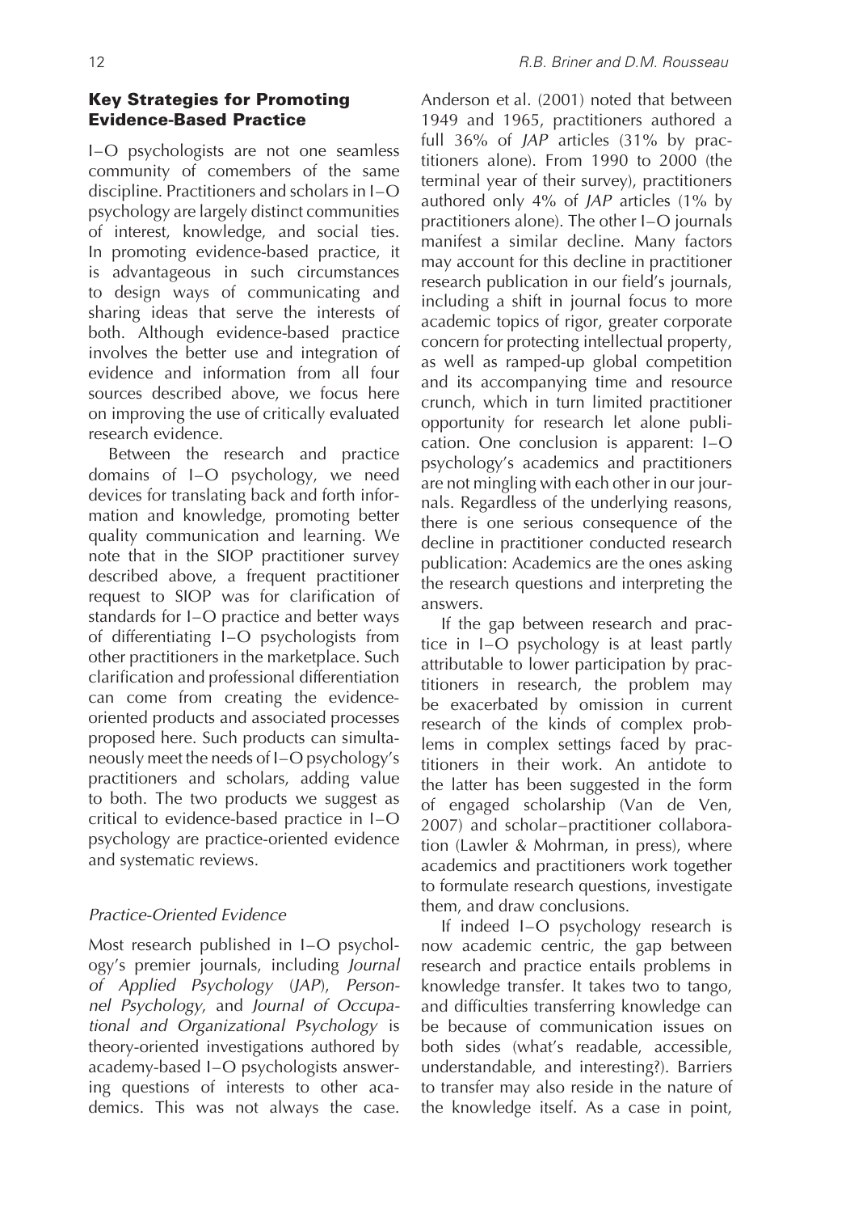### Key Strategies for Promoting Evidence-Based Practice

I–O psychologists are not one seamless community of comembers of the same discipline. Practitioners and scholars in I–O psychology are largely distinct communities of interest, knowledge, and social ties. In promoting evidence-based practice, it is advantageous in such circumstances to design ways of communicating and sharing ideas that serve the interests of both. Although evidence-based practice involves the better use and integration of evidence and information from all four sources described above, we focus here on improving the use of critically evaluated research evidence.

Between the research and practice domains of I–O psychology, we need devices for translating back and forth information and knowledge, promoting better quality communication and learning. We note that in the SIOP practitioner survey described above, a frequent practitioner request to SIOP was for clarification of standards for I–O practice and better ways of differentiating I–O psychologists from other practitioners in the marketplace. Such clarification and professional differentiation can come from creating the evidence-oriented products and associated processes proposed here. Such products can simultaneously meet the needs of I–O psychology's practitioners and scholars, adding value to both. The two products we suggest as critical to evidence-based practice in I–O psychology are practice-oriented evidence and systematic reviews.

#### *Practice-Oriented Evidence*

Most research published in I–O psychology's premier journals, including *Journal of Applied Psychology* (*JAP*), *Personnel Psychology*, and *Journal of Occupational and Organizational Psychology* is theory-oriented investigations authored by academy-based I–O psychologists answering questions of interests to other academics. This was not always the case. Anderson et al. (2001) noted that between 1949 and 1965, practitioners authored a full 36% of *JAP* articles (31% by practitioners alone). From 1990 to 2000 (the terminal year of their survey), practitioners authored only 4% of *JAP* articles (1% by practitioners alone). The other I–O journals manifest a similar decline. Many factors may account for this decline in practitioner research publication in our field's journals, including a shift in journal focus to more academic topics of rigor, greater corporate concern for protecting intellectual property, as well as ramped-up global competition and its accompanying time and resource crunch, which in turn limited practitioner opportunity for research let alone publication. One conclusion is apparent: I–O psychology's academics and practitioners are not mingling with each other in our journals. Regardless of the underlying reasons, there is one serious consequence of the decline in practitioner conducted research publication: Academics are the ones asking the research questions and interpreting the answers.

If the gap between research and practice in I–O psychology is at least partly attributable to lower participation by practitioners in research, the problem may be exacerbated by omission in current research of the kinds of complex problems in complex settings faced by practitioners in their work. An antidote to the latter has been suggested in the form of engaged scholarship (Van de Ven, 2007) and scholar–practitioner collaboration (Lawler & Mohrman, in press), where academics and practitioners work together to formulate research questions, investigate them, and draw conclusions.

If indeed I–O psychology research is now academic centric, the gap between research and practice entails problems in knowledge transfer. It takes two to tango, and difficulties transferring knowledge can be because of communication issues on both sides (what's readable, accessible, understandable, and interesting?). Barriers to transfer may also reside in the nature of the knowledge itself. As a case in point,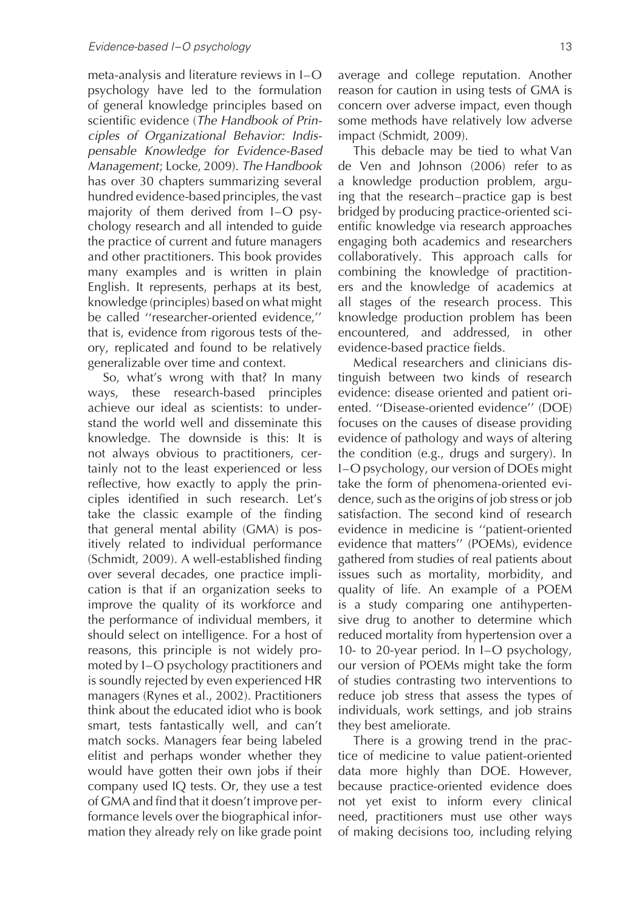meta-analysis and literature reviews in I–O psychology have led to the formulation of general knowledge principles based on scientific evidence (*The Handbook of Principles of Organizational Behavior: Indispensable Knowledge for Evidence-Based Management*; Locke, 2009). *The Handbook* has over 30 chapters summarizing several hundred evidence-based principles, the vast majority of them derived from I–O psychology research and all intended to guide the practice of current and future managers and other practitioners. This book provides many examples and is written in plain English. It represents, perhaps at its best, knowledge (principles) based on what might be called ''researcher-oriented evidence,'' that is, evidence from rigorous tests of theory, replicated and found to be relatively generalizable over time and context.

So, what's wrong with that? In many ways, these research-based principles achieve our ideal as scientists: to understand the world well and disseminate this knowledge. The downside is this: It is not always obvious to practitioners, certainly not to the least experienced or less reflective, how exactly to apply the principles identified in such research. Let's take the classic example of the finding that general mental ability (GMA) is positively related to individual performance (Schmidt, 2009). A well-established finding over several decades, one practice implication is that if an organization seeks to improve the quality of its workforce and the performance of individual members, it should select on intelligence. For a host of reasons, this principle is not widely promoted by I–O psychology practitioners and is soundly rejected by even experienced HR managers (Rynes et al., 2002). Practitioners think about the educated idiot who is book smart, tests fantastically well, and can't match socks. Managers fear being labeled elitist and perhaps wonder whether they would have gotten their own jobs if their company used IQ tests. Or, they use a test of GMA and find that it doesn't improve performance levels over the biographical information they already rely on like grade point average and college reputation. Another reason for caution in using tests of GMA is concern over adverse impact, even though some methods have relatively low adverse impact (Schmidt, 2009).

This debacle may be tied to what Van de Ven and Johnson (2006) refer to as a knowledge production problem, arguing that the research–practice gap is best bridged by producing practice-oriented scientific knowledge via research approaches engaging both academics and researchers collaboratively. This approach calls for combining the knowledge of practitioners and the knowledge of academics at all stages of the research process. This knowledge production problem has been encountered, and addressed, in other evidence-based practice fields.

Medical researchers and clinicians distinguish between two kinds of research evidence: disease oriented and patient oriented. ''Disease-oriented evidence'' (DOE) focuses on the causes of disease providing evidence of pathology and ways of altering the condition (e.g., drugs and surgery). In I–O psychology, our version of DOEs might take the form of phenomena-oriented evidence, such as the origins of job stress or job satisfaction. The second kind of research evidence in medicine is ''patient-oriented evidence that matters'' (POEMs), evidence gathered from studies of real patients about issues such as mortality, morbidity, and quality of life. An example of a POEM is a study comparing one antihypertensive drug to another to determine which reduced mortality from hypertension over a 10- to 20-year period. In I–O psychology, our version of POEMs might take the form of studies contrasting two interventions to reduce job stress that assess the types of individuals, work settings, and job strains they best ameliorate.

There is a growing trend in the practice of medicine to value patient-oriented data more highly than DOE. However, because practice-oriented evidence does not yet exist to inform every clinical need, practitioners must use other ways of making decisions too, including relying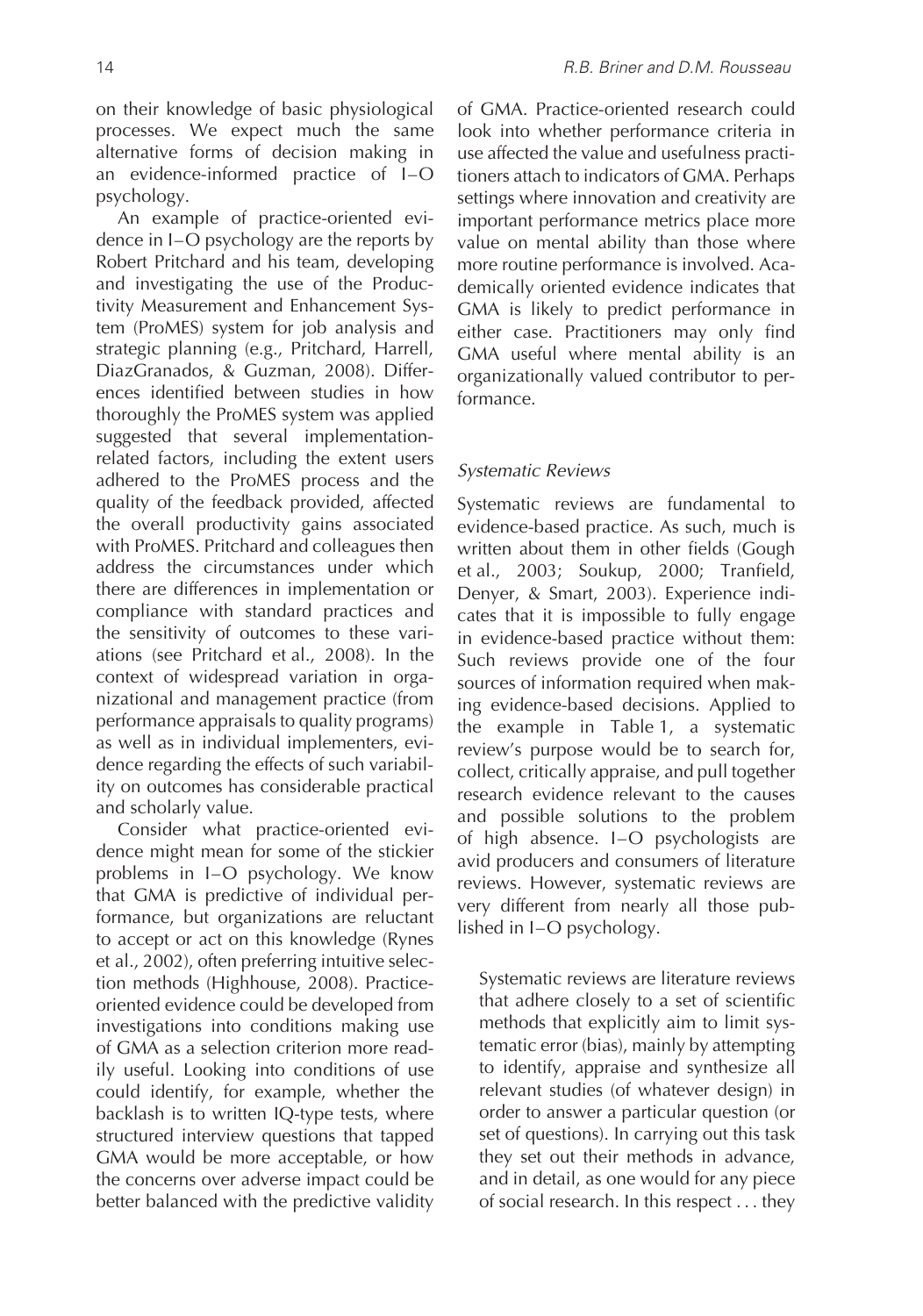on their knowledge of basic physiological processes. We expect much the same alternative forms of decision making in an evidence-informed practice of I–O psychology.

An example of practice-oriented evidence in I–O psychology are the reports by Robert Pritchard and his team, developing and investigating the use of the Productivity Measurement and Enhancement System (ProMES) system for job analysis and strategic planning (e.g., Pritchard, Harrell, DiazGranados, & Guzman, 2008). Differences identified between studies in how thoroughly the ProMES system was applied suggested that several implementation-related factors, including the extent users adhered to the ProMES process and the quality of the feedback provided, affected the overall productivity gains associated with ProMES. Pritchard and colleagues then address the circumstances under which there are differences in implementation or compliance with standard practices and the sensitivity of outcomes to these variations (see Pritchard et al., 2008). In the context of widespread variation in organizational and management practice (from performance appraisals to quality programs) as well as in individual implementers, evidence regarding the effects of such variability on outcomes has considerable practical and scholarly value.

Consider what practice-oriented evidence might mean for some of the stickier problems in I–O psychology. We know that GMA is predictive of individual performance, but organizations are reluctant to accept or act on this knowledge (Rynes et al., 2002), often preferring intuitive selection methods (Highhouse, 2008). Practice-oriented evidence could be developed from investigations into conditions making use of GMA as a selection criterion more readily useful. Looking into conditions of use could identify, for example, whether the backlash is to written IQ-type tests, where structured interview questions that tapped GMA would be more acceptable, or how the concerns over adverse impact could be better balanced with the predictive validity of GMA. Practice-oriented research could look into whether performance criteria in use affected the value and usefulness practitioners attach to indicators of GMA. Perhaps settings where innovation and creativity are important performance metrics place more value on mental ability than those where more routine performance is involved. Academically oriented evidence indicates that GMA is likely to predict performance in either case. Practitioners may only find GMA useful where mental ability is an organizationally valued contributor to performance.

### *Systematic Reviews*

Systematic reviews are fundamental to evidence-based practice. As such, much is written about them in other fields (Gough et al., 2003; Soukup, 2000; Tranfield, Denyer, & Smart, 2003). Experience indicates that it is impossible to fully engage in evidence-based practice without them: Such reviews provide one of the four sources of information required when making evidence-based decisions. Applied to the example in Table 1, a systematic review's purpose would be to search for, collect, critically appraise, and pull together research evidence relevant to the causes and possible solutions to the problem of high absence. I–O psychologists are avid producers and consumers of literature reviews. However, systematic reviews are very different from nearly all those published in I–O psychology.

> Systematic reviews are literature reviews that adhere closely to a set of scientific methods that explicitly aim to limit systematic error (bias), mainly by attempting to identify, appraise and synthesize all relevant studies (of whatever design) in order to answer a particular question (or set of questions). In carrying out this task they set out their methods in advance, and in detail, as one would for any piece of social research. In this respect . . . they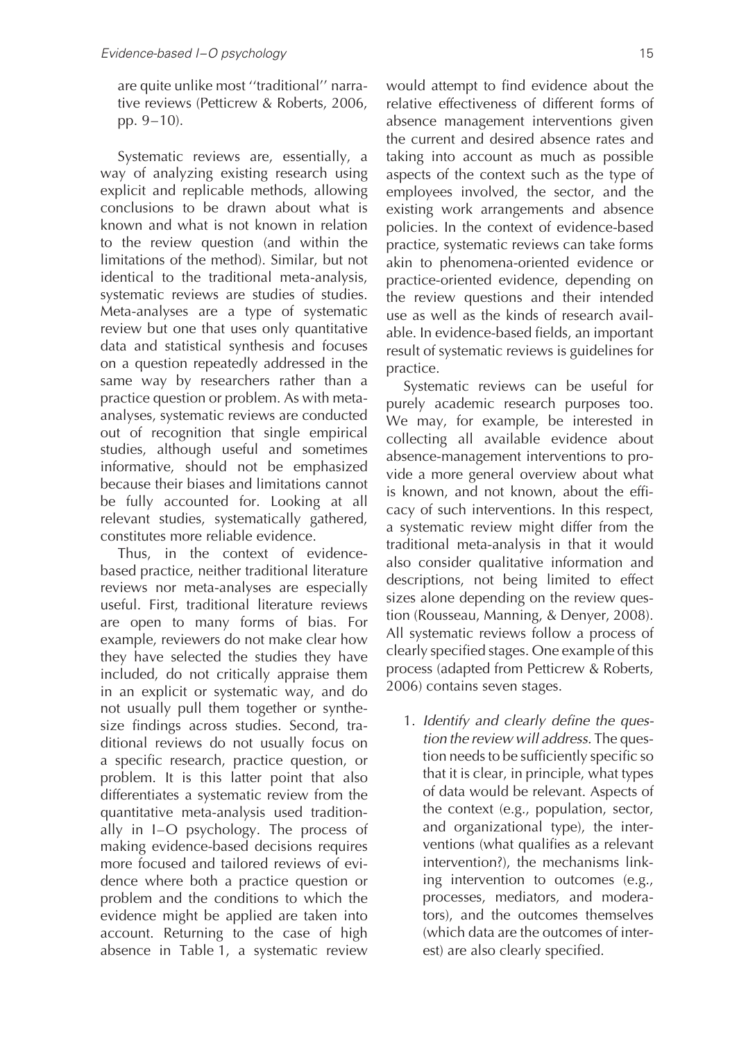are quite unlike most ''traditional'' narrative reviews (Petticrew & Roberts, 2006, pp. 9–10).

Systematic reviews are, essentially, a way of analyzing existing research using explicit and replicable methods, allowing conclusions to be drawn about what is known and what is not known in relation to the review question (and within the limitations of the method). Similar, but not identical to the traditional meta-analysis, systematic reviews are studies of studies. Meta-analyses are a type of systematic review but one that uses only quantitative data and statistical synthesis and focuses on a question repeatedly addressed in the same way by researchers rather than a practice question or problem. As with meta-analyses, systematic reviews are conducted out of recognition that single empirical studies, although useful and sometimes informative, should not be emphasized because their biases and limitations cannot be fully accounted for. Looking at all relevant studies, systematically gathered, constitutes more reliable evidence.

Thus, in the context of evidence-based practice, neither traditional literature reviews nor meta-analyses are especially useful. First, traditional literature reviews are open to many forms of bias. For example, reviewers do not make clear how they have selected the studies they have included, do not critically appraise them in an explicit or systematic way, and do not usually pull them together or synthesize findings across studies. Second, traditional reviews do not usually focus on a specific research, practice question, or problem. It is this latter point that also differentiates a systematic review from the quantitative meta-analysis used traditionally in I–O psychology. The process of making evidence-based decisions requires more focused and tailored reviews of evidence where both a practice question or problem and the conditions to which the evidence might be applied are taken into account. Returning to the case of high absence in Table 1, a systematic review would attempt to find evidence about the relative effectiveness of different forms of absence management interventions given the current and desired absence rates and taking into account as much as possible aspects of the context such as the type of employees involved, the sector, and the existing work arrangements and absence policies. In the context of evidence-based practice, systematic reviews can take forms akin to phenomena-oriented evidence or practice-oriented evidence, depending on the review questions and their intended use as well as the kinds of research available. In evidence-based fields, an important result of systematic reviews is guidelines for practice.

Systematic reviews can be useful for purely academic research purposes too. We may, for example, be interested in collecting all available evidence about absence-management interventions to provide a more general overview about what is known, and not known, about the efficacy of such interventions. In this respect, a systematic review might differ from the traditional meta-analysis in that it would also consider qualitative information and descriptions, not being limited to effect sizes alone depending on the review question (Rousseau, Manning, & Denyer, 2008). All systematic reviews follow a process of clearly specified stages. One example of this process (adapted from Petticrew & Roberts, 2006) contains seven stages.

1. *Identify and clearly define the question the review will address.* The question needs to be sufficiently specific so that it is clear, in principle, what types of data would be relevant. Aspects of the context (e.g., population, sector, and organizational type), the interventions (what qualifies as a relevant intervention?), the mechanisms linking intervention to outcomes (e.g., processes, mediators, and moderators), and the outcomes themselves (which data are the outcomes of interest) are also clearly specified.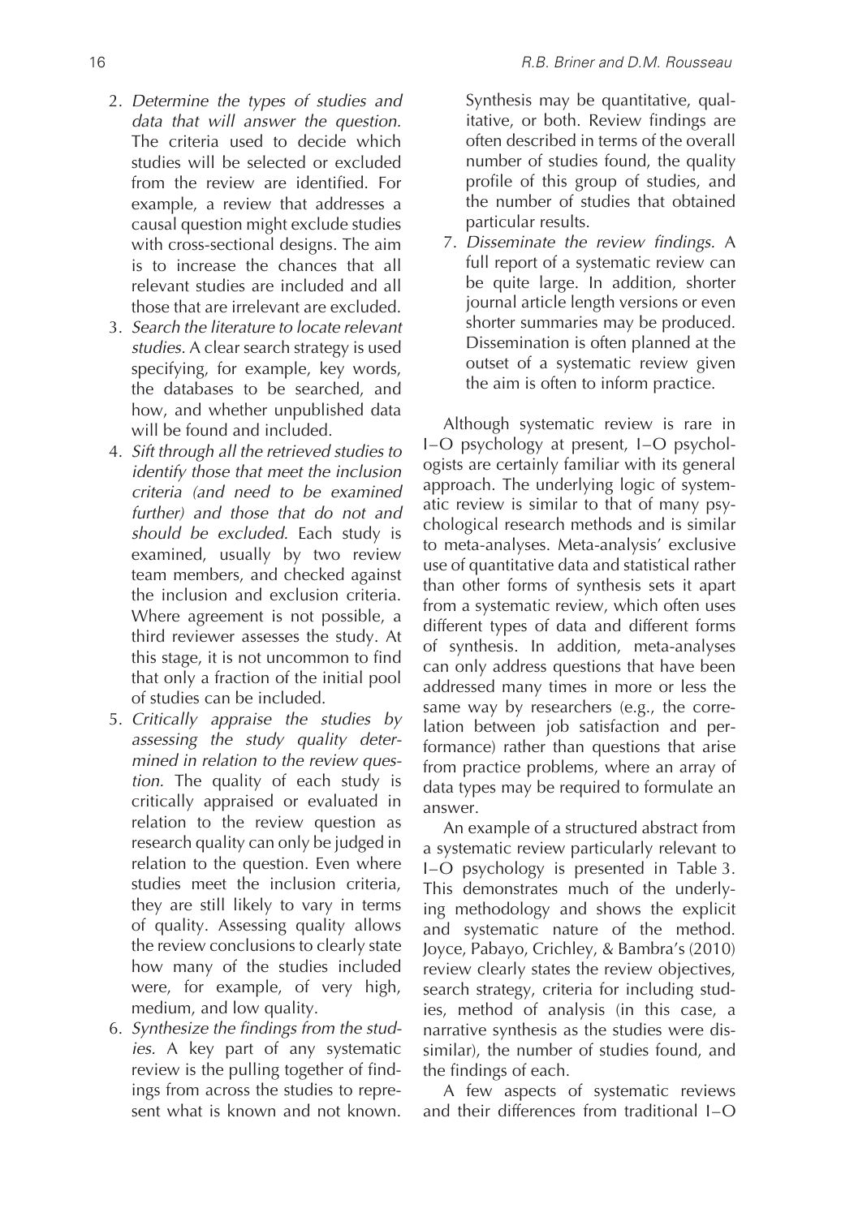2. *Determine the types of studies and data that will answer the question.* The criteria used to decide which studies will be selected or excluded from the review are identified. For example, a review that addresses a causal question might exclude studies with cross-sectional designs. The aim is to increase the chances that all relevant studies are included and all those that are irrelevant are excluded.
3. *Search the literature to locate relevant studies.* A clear search strategy is used specifying, for example, key words, the databases to be searched, and how, and whether unpublished data will be found and included.
4. *Sift through all the retrieved studies to identify those that meet the inclusion criteria (and need to be examined further) and those that do not and should be excluded.* Each study is examined, usually by two review team members, and checked against the inclusion and exclusion criteria. Where agreement is not possible, a third reviewer assesses the study. At this stage, it is not uncommon to find that only a fraction of the initial pool of studies can be included.
5. *Critically appraise the studies by assessing the study quality determined in relation to the review question.* The quality of each study is critically appraised or evaluated in relation to the review question as research quality can only be judged in relation to the question. Even where studies meet the inclusion criteria, they are still likely to vary in terms of quality. Assessing quality allows the review conclusions to clearly state how many of the studies included were, for example, of very high, medium, and low quality.
6. *Synthesize the findings from the studies.* A key part of any systematic review is the pulling together of findings from across the studies to represent what is known and not known. Synthesis may be quantitative, qualitative, or both. Review findings are often described in terms of the overall number of studies found, the quality profile of this group of studies, and the number of studies that obtained particular results.
7. *Disseminate the review findings.* A full report of a systematic review can be quite large. In addition, shorter journal article length versions or even shorter summaries may be produced. Dissemination is often planned at the outset of a systematic review given the aim is often to inform practice.

Although systematic review is rare in I–O psychology at present, I–O psychologists are certainly familiar with its general approach. The underlying logic of systematic review is similar to that of many psychological research methods and is similar to meta-analyses. Meta-analysis' exclusive use of quantitative data and statistical rather than other forms of synthesis sets it apart from a systematic review, which often uses different types of data and different forms of synthesis. In addition, meta-analyses can only address questions that have been addressed many times in more or less the same way by researchers (e.g., the correlation between job satisfaction and performance) rather than questions that arise from practice problems, where an array of data types may be required to formulate an answer.

An example of a structured abstract from a systematic review particularly relevant to I–O psychology is presented in Table 3. This demonstrates much of the underlying methodology and shows the explicit and systematic nature of the method. Joyce, Pabayo, Crichley, & Bambra's (2010) review clearly states the review objectives, search strategy, criteria for including studies, method of analysis (in this case, a narrative synthesis as the studies were dissimilar), the number of studies found, and the findings of each.

A few aspects of systematic reviews and their differences from traditional I–O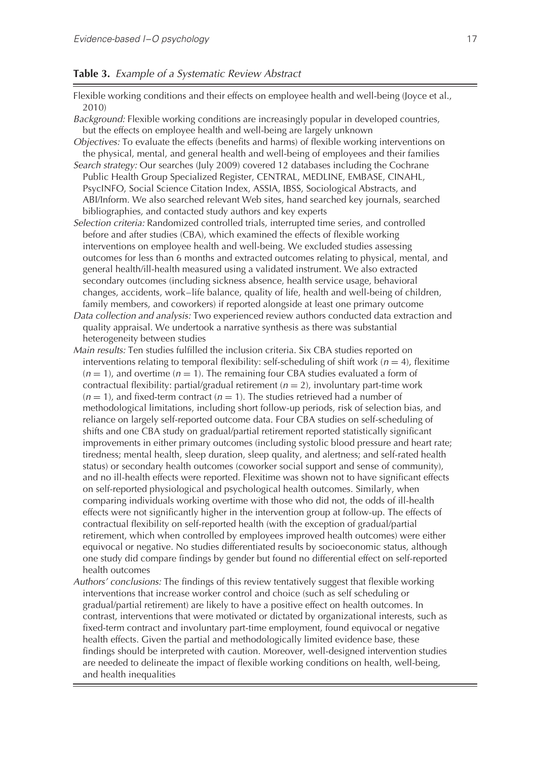**Table 3.** *Example of a Systematic Review Abstract*

Flexible working conditions and their effects on employee health and well-being (Joyce et al., 2010)

*Background:* Flexible working conditions are increasingly popular in developed countries, but the effects on employee health and well-being are largely unknown

*Objectives:* To evaluate the effects (benefits and harms) of flexible working interventions on the physical, mental, and general health and well-being of employees and their families

*Search strategy:* Our searches (July 2009) covered 12 databases including the Cochrane Public Health Group Specialized Register, CENTRAL, MEDLINE, EMBASE, CINAHL, PsycINFO, Social Science Citation Index, ASSIA, IBSS, Sociological Abstracts, and ABI/Inform. We also searched relevant Web sites, hand searched key journals, searched bibliographies, and contacted study authors and key experts

*Selection criteria:* Randomized controlled trials, interrupted time series, and controlled before and after studies (CBA), which examined the effects of flexible working interventions on employee health and well-being. We excluded studies assessing outcomes for less than 6 months and extracted outcomes relating to physical, mental, and general health/ill-health measured using a validated instrument. We also extracted secondary outcomes (including sickness absence, health service usage, behavioral changes, accidents, work–life balance, quality of life, health and well-being of children, family members, and coworkers) if reported alongside at least one primary outcome

*Data collection and analysis:* Two experienced review authors conducted data extraction and quality appraisal. We undertook a narrative synthesis as there was substantial heterogeneity between studies

*Main results:* Ten studies fulfilled the inclusion criteria. Six CBA studies reported on interventions relating to temporal flexibility: self-scheduling of shift work ($n = 4$), flexitime ($n = 1$), and overtime ($n = 1$). The remaining four CBA studies evaluated a form of contractual flexibility: partial/gradual retirement ($n = 2$), involuntary part-time work ($n = 1$), and fixed-term contract ($n = 1$). The studies retrieved had a number of methodological limitations, including short follow-up periods, risk of selection bias, and reliance on largely self-reported outcome data. Four CBA studies on self-scheduling of shifts and one CBA study on gradual/partial retirement reported statistically significant improvements in either primary outcomes (including systolic blood pressure and heart rate; tiredness; mental health, sleep duration, sleep quality, and alertness; and self-rated health status) or secondary health outcomes (coworker social support and sense of community), and no ill-health effects were reported. Flexitime was shown not to have significant effects on self-reported physiological and psychological health outcomes. Similarly, when comparing individuals working overtime with those who did not, the odds of ill-health effects were not significantly higher in the intervention group at follow-up. The effects of contractual flexibility on self-reported health (with the exception of gradual/partial retirement, which when controlled by employees improved health outcomes) were either equivocal or negative. No studies differentiated results by socioeconomic status, although one study did compare findings by gender but found no differential effect on self-reported health outcomes

*Authors' conclusions:* The findings of this review tentatively suggest that flexible working interventions that increase worker control and choice (such as self scheduling or gradual/partial retirement) are likely to have a positive effect on health outcomes. In contrast, interventions that were motivated or dictated by organizational interests, such as fixed-term contract and involuntary part-time employment, found equivocal or negative health effects. Given the partial and methodologically limited evidence base, these findings should be interpreted with caution. Moreover, well-designed intervention studies are needed to delineate the impact of flexible working conditions on health, well-being, and health inequalities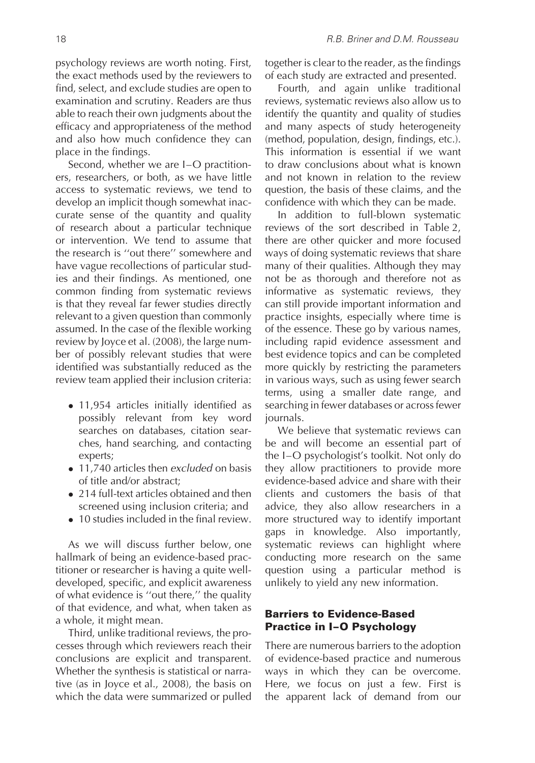psychology reviews are worth noting. First, the exact methods used by the reviewers to find, select, and exclude studies are open to examination and scrutiny. Readers are thus able to reach their own judgments about the efficacy and appropriateness of the method and also how much confidence they can place in the findings.

Second, whether we are I–O practitioners, researchers, or both, as we have little access to systematic reviews, we tend to develop an implicit though somewhat inaccurate sense of the quantity and quality of research about a particular technique or intervention. We tend to assume that the research is ''out there'' somewhere and have vague recollections of particular studies and their findings. As mentioned, one common finding from systematic reviews is that they reveal far fewer studies directly relevant to a given question than commonly assumed. In the case of the flexible working review by Joyce et al. (2008), the large number of possibly relevant studies that were identified was substantially reduced as the review team applied their inclusion criteria:

- 11,954 articles initially identified as possibly relevant from key word searches on databases, citation searches, hand searching, and contacting experts;
- 11,740 articles then *excluded* on basis of title and/or abstract;
- 214 full-text articles obtained and then screened using inclusion criteria; and
- 10 studies included in the final review.

As we will discuss further below, one hallmark of being an evidence-based practitioner or researcher is having a quite well-developed, specific, and explicit awareness of what evidence is ''out there,'' the quality of that evidence, and what, when taken as a whole, it might mean.

Third, unlike traditional reviews, the processes through which reviewers reach their conclusions are explicit and transparent. Whether the synthesis is statistical or narrative (as in Joyce et al., 2008), the basis on which the data were summarized or pulled together is clear to the reader, as the findings of each study are extracted and presented.

Fourth, and again unlike traditional reviews, systematic reviews also allow us to identify the quantity and quality of studies and many aspects of study heterogeneity (method, population, design, findings, etc.). This information is essential if we want to draw conclusions about what is known and not known in relation to the review question, the basis of these claims, and the confidence with which they can be made.

In addition to full-blown systematic reviews of the sort described in Table 2, there are other quicker and more focused ways of doing systematic reviews that share many of their qualities. Although they may not be as thorough and therefore not as informative as systematic reviews, they can still provide important information and practice insights, especially where time is of the essence. These go by various names, including rapid evidence assessment and best evidence topics and can be completed more quickly by restricting the parameters in various ways, such as using fewer search terms, using a smaller date range, and searching in fewer databases or across fewer journals.

We believe that systematic reviews can be and will become an essential part of the I–O psychologist's toolkit. Not only do they allow practitioners to provide more evidence-based advice and share with their clients and customers the basis of that advice, they also allow researchers in a more structured way to identify important gaps in knowledge. Also importantly, systematic reviews can highlight where conducting more research on the same question using a particular method is unlikely to yield any new information.

## Barriers to Evidence-Based Practice in I–O Psychology

There are numerous barriers to the adoption of evidence-based practice and numerous ways in which they can be overcome. Here, we focus on just a few. First is the apparent lack of demand from our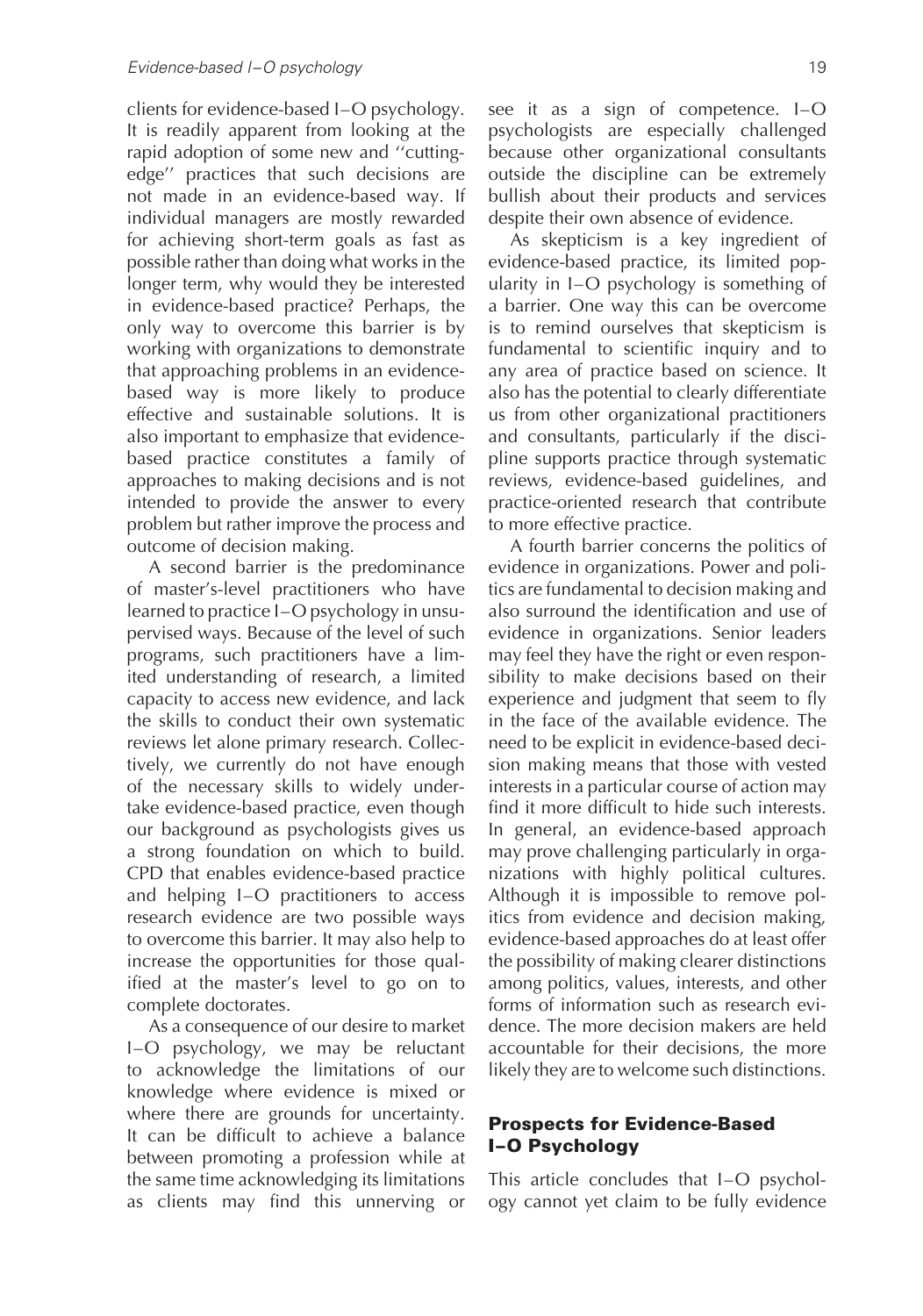clients for evidence-based I–O psychology. It is readily apparent from looking at the rapid adoption of some new and ''cutting-edge'' practices that such decisions are not made in an evidence-based way. If individual managers are mostly rewarded for achieving short-term goals as fast as possible rather than doing what works in the longer term, why would they be interested in evidence-based practice? Perhaps, the only way to overcome this barrier is by working with organizations to demonstrate that approaching problems in an evidence-based way is more likely to produce effective and sustainable solutions. It is also important to emphasize that evidence-based practice constitutes a family of approaches to making decisions and is not intended to provide the answer to every problem but rather improve the process and outcome of decision making.

A second barrier is the predominance of master's-level practitioners who have learned to practice I–O psychology in unsupervised ways. Because of the level of such programs, such practitioners have a limited understanding of research, a limited capacity to access new evidence, and lack the skills to conduct their own systematic reviews let alone primary research. Collectively, we currently do not have enough of the necessary skills to widely undertake evidence-based practice, even though our background as psychologists gives us a strong foundation on which to build. CPD that enables evidence-based practice and helping I–O practitioners to access research evidence are two possible ways to overcome this barrier. It may also help to increase the opportunities for those qualified at the master's level to go on to complete doctorates.

As a consequence of our desire to market I–O psychology, we may be reluctant to acknowledge the limitations of our knowledge where evidence is mixed or where there are grounds for uncertainty. It can be difficult to achieve a balance between promoting a profession while at the same time acknowledging its limitations as clients may find this unnerving or see it as a sign of competence. I–O psychologists are especially challenged because other organizational consultants outside the discipline can be extremely bullish about their products and services despite their own absence of evidence.

As skepticism is a key ingredient of evidence-based practice, its limited popularity in I–O psychology is something of a barrier. One way this can be overcome is to remind ourselves that skepticism is fundamental to scientific inquiry and to any area of practice based on science. It also has the potential to clearly differentiate us from other organizational practitioners and consultants, particularly if the discipline supports practice through systematic reviews, evidence-based guidelines, and practice-oriented research that contribute to more effective practice.

A fourth barrier concerns the politics of evidence in organizations. Power and politics are fundamental to decision making and also surround the identification and use of evidence in organizations. Senior leaders may feel they have the right or even responsibility to make decisions based on their experience and judgment that seem to fly in the face of the available evidence. The need to be explicit in evidence-based decision making means that those with vested interests in a particular course of action may find it more difficult to hide such interests. In general, an evidence-based approach may prove challenging particularly in organizations with highly political cultures. Although it is impossible to remove politics from evidence and decision making, evidence-based approaches do at least offer the possibility of making clearer distinctions among politics, values, interests, and other forms of information such as research evidence. The more decision makers are held accountable for their decisions, the more likely they are to welcome such distinctions.

## Prospects for Evidence-Based I–O Psychology

This article concludes that I–O psychology cannot yet claim to be fully evidence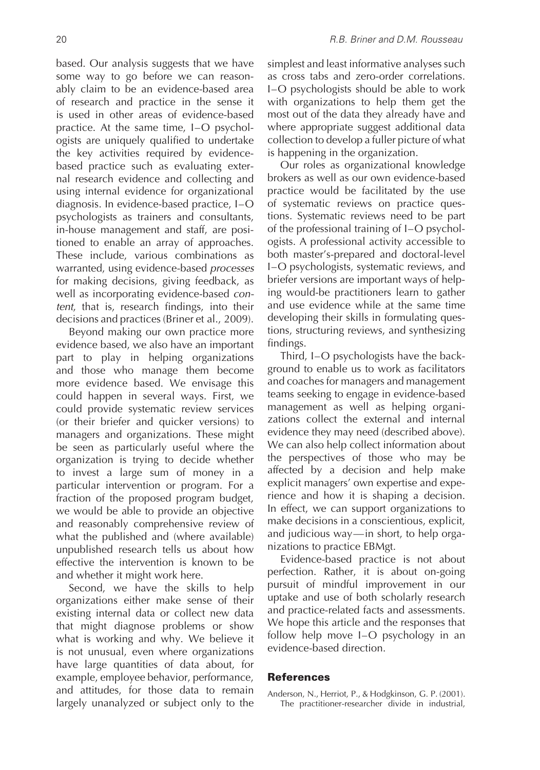based. Our analysis suggests that we have some way to go before we can reasonably claim to be an evidence-based area of research and practice in the sense it is used in other areas of evidence-based practice. At the same time, I–O psychologists are uniquely qualified to undertake the key activities required by evidence-based practice such as evaluating external research evidence and collecting and using internal evidence for organizational diagnosis. In evidence-based practice, I–O psychologists as trainers and consultants, in-house management and staff, are positioned to enable an array of approaches. These include, various combinations as warranted, using evidence-based *processes* for making decisions, giving feedback, as well as incorporating evidence-based *content*, that is, research findings, into their decisions and practices (Briner et al., 2009).

Beyond making our own practice more evidence based, we also have an important part to play in helping organizations and those who manage them become more evidence based. We envisage this could happen in several ways. First, we could provide systematic review services (or their briefer and quicker versions) to managers and organizations. These might be seen as particularly useful where the organization is trying to decide whether to invest a large sum of money in a particular intervention or program. For a fraction of the proposed program budget, we would be able to provide an objective and reasonably comprehensive review of what the published and (where available) unpublished research tells us about how effective the intervention is known to be and whether it might work here.

Second, we have the skills to help organizations either make sense of their existing internal data or collect new data that might diagnose problems or show what is working and why. We believe it is not unusual, even where organizations have large quantities of data about, for example, employee behavior, performance, and attitudes, for those data to remain largely unanalyzed or subject only to the simplest and least informative analyses such as cross tabs and zero-order correlations. I–O psychologists should be able to work with organizations to help them get the most out of the data they already have and where appropriate suggest additional data collection to develop a fuller picture of what is happening in the organization.

Our roles as organizational knowledge brokers as well as our own evidence-based practice would be facilitated by the use of systematic reviews on practice questions. Systematic reviews need to be part of the professional training of I–O psychologists. A professional activity accessible to both master's-prepared and doctoral-level I–O psychologists, systematic reviews, and briefer versions are important ways of helping would-be practitioners learn to gather and use evidence while at the same time developing their skills in formulating questions, structuring reviews, and synthesizing findings.

Third, I–O psychologists have the background to enable us to work as facilitators and coaches for managers and management teams seeking to engage in evidence-based management as well as helping organizations collect the external and internal evidence they may need (described above). We can also help collect information about the perspectives of those who may be affected by a decision and help make explicit managers' own expertise and experience and how it is shaping a decision. In effect, we can support organizations to make decisions in a conscientious, explicit, and judicious way—in short, to help organizations to practice EBMgt.

Evidence-based practice is not about perfection. Rather, it is about on-going pursuit of mindful improvement in our uptake and use of both scholarly research and practice-related facts and assessments. We hope this article and the responses that follow help move I–O psychology in an evidence-based direction.

## References

Anderson, N., Herriot, P., & Hodgkinson, G. P. (2001). The practitioner-researcher divide in industrial,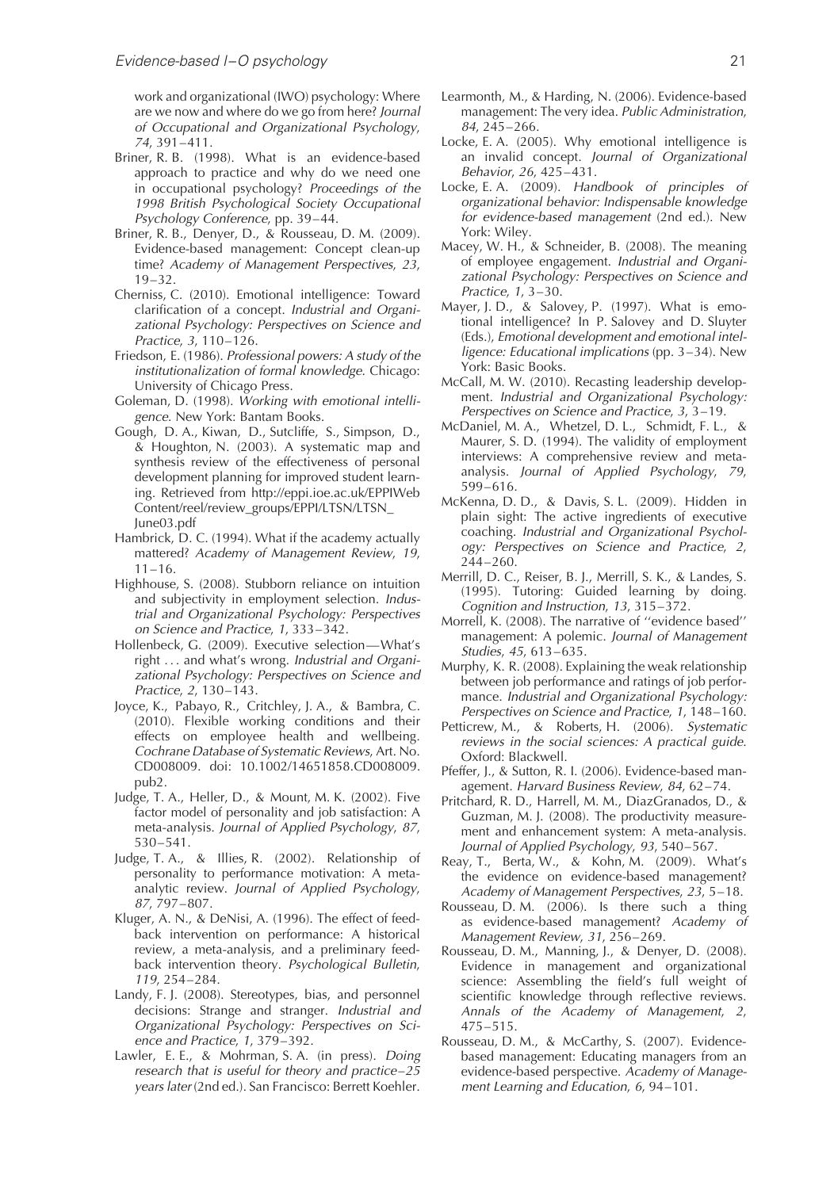work and organizational (IWO) psychology: Where are we now and where do we go from here? *Journal of Occupational and Organizational Psychology*, *74*, 391–411.

Briner, R. B. (1998). What is an evidence-based approach to practice and why do we need one in occupational psychology? *Proceedings of the 1998 British Psychological Society Occupational Psychology Conference*, pp. 39–44.

Briner, R. B., Denyer, D., & Rousseau, D. M. (2009). Evidence-based management: Concept clean-up time? *Academy of Management Perspectives*, *23*, 19–32.

Cherniss, C. (2010). Emotional intelligence: Toward clarification of a concept. *Industrial and Organizational Psychology: Perspectives on Science and Practice*, *3*, 110–126.

Friedson, E. (1986). *Professional powers: A study of the institutionalization of formal knowledge.* Chicago: University of Chicago Press.

Goleman, D. (1998). *Working with emotional intelligence*. New York: Bantam Books.

Gough, D. A., Kiwan, D., Sutcliffe, S., Simpson, D., & Houghton, N. (2003). A systematic map and synthesis review of the effectiveness of personal development planning for improved student learning. Retrieved from http://eppi.ioe.ac.uk/EPPIWebContent/reel/review_groups/EPPI/LTSN/LTSN_June03.pdf

Hambrick, D. C. (1994). What if the academy actually mattered? *Academy of Management Review*, *19*, 11–16.

Highhouse, S. (2008). Stubborn reliance on intuition and subjectivity in employment selection. *Industrial and Organizational Psychology: Perspectives on Science and Practice*, *1*, 333–342.

Hollenbeck, G. (2009). Executive selection—What's right ... and what's wrong. *Industrial and Organizational Psychology: Perspectives on Science and Practice*, *2*, 130–143.

Joyce, K., Pabayo, R., Critchley, J. A., & Bambra, C. (2010). Flexible working conditions and their effects on employee health and wellbeing. *Cochrane Database of Systematic Reviews*, Art. No. CD008009. doi: 10.1002/14651858.CD008009.pub2.

Judge, T. A., Heller, D., & Mount, M. K. (2002). Five factor model of personality and job satisfaction: A meta-analysis. *Journal of Applied Psychology*, *87*, 530–541.

Judge, T. A., & Illies, R. (2002). Relationship of personality to performance motivation: A meta-analytic review. *Journal of Applied Psychology*, *87*, 797–807.

Kluger, A. N., & DeNisi, A. (1996). The effect of feedback intervention on performance: A historical review, a meta-analysis, and a preliminary feedback intervention theory. *Psychological Bulletin*, *119*, 254–284.

Landy, F. J. (2008). Stereotypes, bias, and personnel decisions: Strange and stranger. *Industrial and Organizational Psychology: Perspectives on Science and Practice*, *1*, 379–392.

Lawler, E. E., & Mohrman, S. A. (in press). *Doing research that is useful for theory and practice–25 years later* (2nd ed.). San Francisco: Berrett Koehler.

Learmonth, M., & Harding, N. (2006). Evidence-based management: The very idea. *Public Administration*, *84*, 245–266.

Locke, E. A. (2005). Why emotional intelligence is an invalid concept. *Journal of Organizational Behavior*, *26*, 425–431.

Locke, E. A. (2009). *Handbook of principles of organizational behavior: Indispensable knowledge for evidence-based management* (2nd ed.). New York: Wiley.

Macey, W. H., & Schneider, B. (2008). The meaning of employee engagement. *Industrial and Organizational Psychology: Perspectives on Science and Practice*, *1*, 3–30.

Mayer, J. D., & Salovey, P. (1997). What is emotional intelligence? In P. Salovey and D. Sluyter (Eds.), *Emotional development and emotional intelligence: Educational implications* (pp. 3–34). New York: Basic Books.

McCall, M. W. (2010). Recasting leadership development. *Industrial and Organizational Psychology: Perspectives on Science and Practice*, *3*, 3–19.

McDaniel, M. A., Whetzel, D. L., Schmidt, F. L., & Maurer, S. D. (1994). The validity of employment interviews: A comprehensive review and meta-analysis. *Journal of Applied Psychology*, *79*, 599–616.

McKenna, D. D., & Davis, S. L. (2009). Hidden in plain sight: The active ingredients of executive coaching. *Industrial and Organizational Psychology: Perspectives on Science and Practice*, *2*, 244–260.

Merrill, D. C., Reiser, B. J., Merrill, S. K., & Landes, S. (1995). Tutoring: Guided learning by doing. *Cognition and Instruction*, *13*, 315–372.

Morrell, K. (2008). The narrative of ''evidence based'' management: A polemic. *Journal of Management Studies*, *45*, 613–635.

Murphy, K. R. (2008). Explaining the weak relationship between job performance and ratings of job performance. *Industrial and Organizational Psychology: Perspectives on Science and Practice*, *1*, 148–160.

Petticrew, M., & Roberts, H. (2006). *Systematic reviews in the social sciences: A practical guide*. Oxford: Blackwell.

Pfeffer, J., & Sutton, R. I. (2006). Evidence-based management. *Harvard Business Review*, *84*, 62–74.

Pritchard, R. D., Harrell, M. M., DiazGranados, D., & Guzman, M. J. (2008). The productivity measurement and enhancement system: A meta-analysis. *Journal of Applied Psychology*, *93*, 540–567.

Reay, T., Berta, W., & Kohn, M. (2009). What's the evidence on evidence-based management? *Academy of Management Perspectives*, *23*, 5–18.

Rousseau, D. M. (2006). Is there such a thing as evidence-based management? *Academy of Management Review*, *31*, 256–269.

Rousseau, D. M., Manning, J., & Denyer, D. (2008). Evidence in management and organizational science: Assembling the field's full weight of scientific knowledge through reflective reviews. *Annals of the Academy of Management*, *2*, 475–515.

Rousseau, D. M., & McCarthy, S. (2007). Evidence-based management: Educating managers from an evidence-based perspective. *Academy of Management Learning and Education*, *6*, 94–101.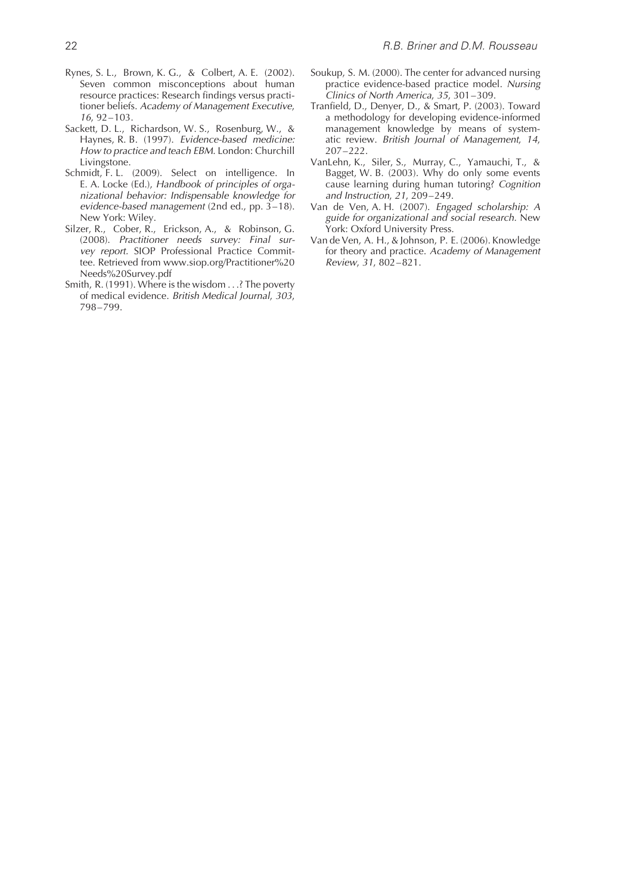Rynes, S. L., Brown, K. G., & Colbert, A. E. (2002). Seven common misconceptions about human resource practices: Research findings versus practitioner beliefs. *Academy of Management Executive*, *16*, 92–103.

Sackett, D. L., Richardson, W. S., Rosenburg, W., & Haynes, R. B. (1997). *Evidence-based medicine: How to practice and teach EBM.* London: Churchill Livingstone.

Schmidt, F. L. (2009). Select on intelligence. In E. A. Locke (Ed.), *Handbook of principles of organizational behavior: Indispensable knowledge for evidence-based management* (2nd ed., pp. 3–18). New York: Wiley.

Silzer, R., Cober, R., Erickson, A., & Robinson, G. (2008). *Practitioner needs survey: Final survey report.* SIOP Professional Practice Committee. Retrieved from www.siop.org/Practitioner%20Needs%20Survey.pdf

Smith, R. (1991). Where is the wisdom ...? The poverty of medical evidence. *British Medical Journal*, *303*, 798–799.

Soukup, S. M. (2000). The center for advanced nursing practice evidence-based practice model. *Nursing Clinics of North America*, *35*, 301–309.

Tranfield, D., Denyer, D., & Smart, P. (2003). Toward a methodology for developing evidence-informed management knowledge by means of systematic review. *British Journal of Management*, *14*, 207–222.

VanLehn, K., Siler, S., Murray, C., Yamauchi, T., & Bagget, W. B. (2003). Why do only some events cause learning during human tutoring? *Cognition and Instruction*, *21*, 209–249.

Van de Ven, A. H. (2007). *Engaged scholarship: A guide for organizational and social research.* New York: Oxford University Press.

Van de Ven, A. H., & Johnson, P. E. (2006). Knowledge for theory and practice. *Academy of Management Review*, *31*, 802–821.